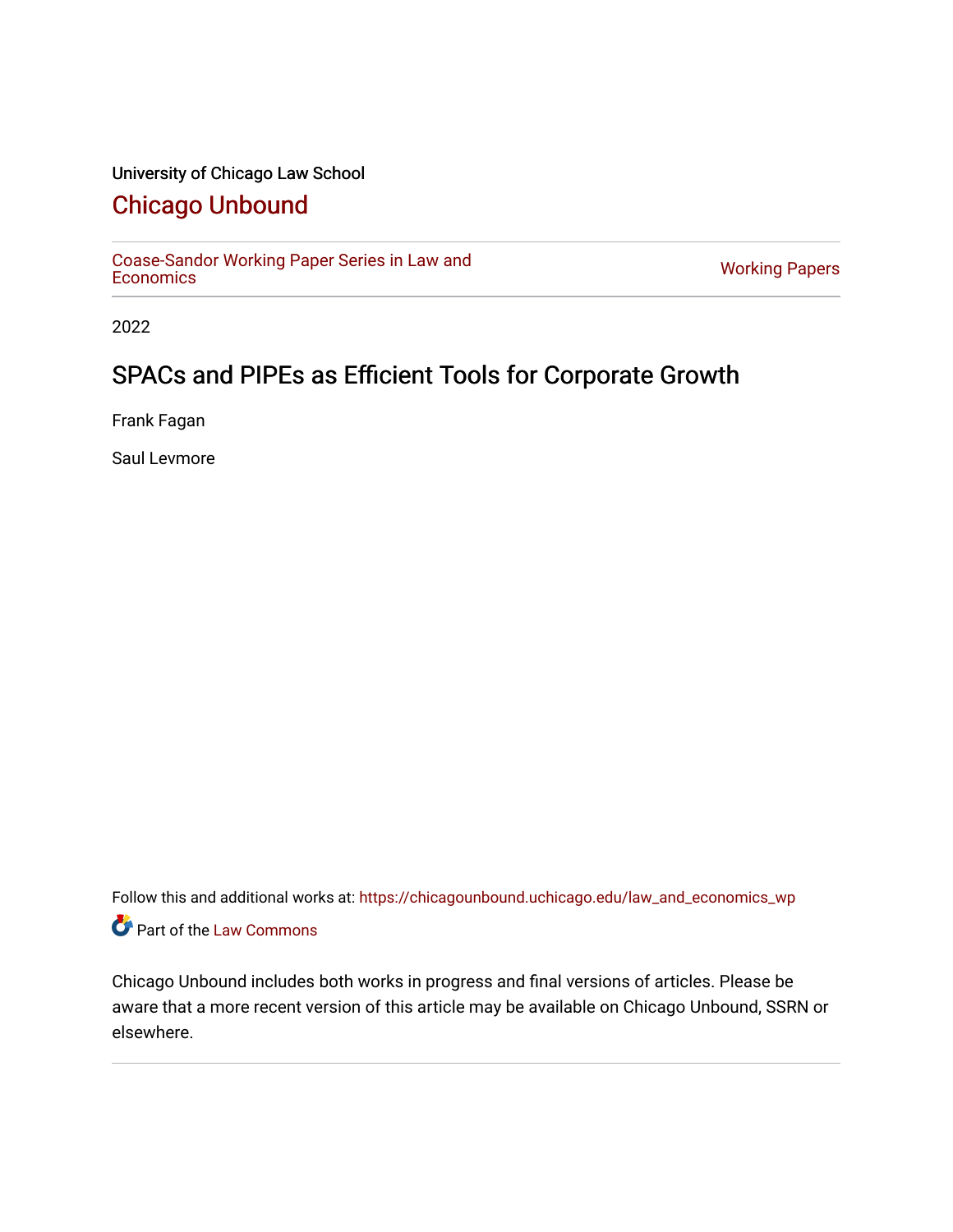University of Chicago Law School

# Chicago Unbound

Coase-Sandor Working Paper Series in Law and Economics | Working Papers

2022

## SPACs and PIPEs as Efficient Tools for Corporate Growth

Frank Fagan

Saul Levmore

Follow this and additional works at: https://chicagounbound.uchicago.edu/law_and_economics_wp

Part of the Law Commons

Chicago Unbound includes both works in progress and final versions of articles. Please be aware that a more recent version of this article may be available on Chicago Unbound, SSRN or elsewhere.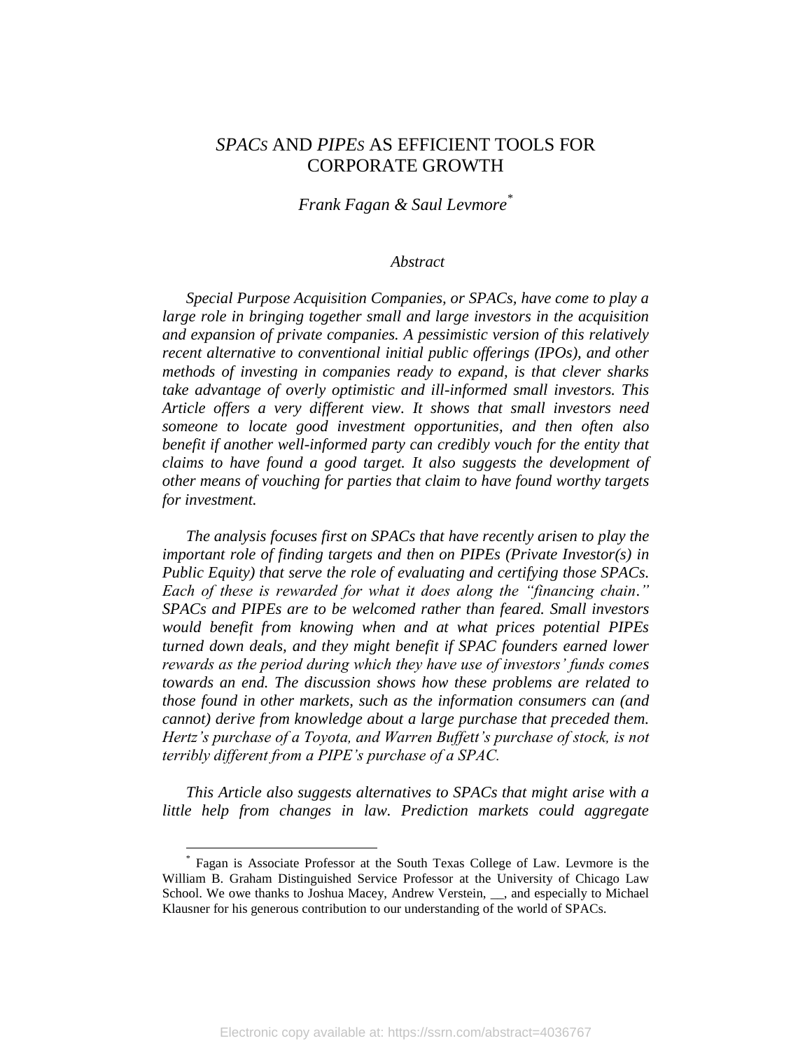# *SPACs* AND *PIPEs* AS EFFICIENT TOOLS FOR CORPORATE GROWTH

*Frank Fagan & Saul Levmore*[*]

*Abstract*

*Special Purpose Acquisition Companies, or SPACs, have come to play a large role in bringing together small and large investors in the acquisition and expansion of private companies. A pessimistic version of this relatively recent alternative to conventional initial public offerings (IPOs), and other methods of investing in companies ready to expand, is that clever sharks take advantage of overly optimistic and ill-informed small investors. This Article offers a very different view. It shows that small investors need someone to locate good investment opportunities, and then often also benefit if another well-informed party can credibly vouch for the entity that claims to have found a good target. It also suggests the development of other means of vouching for parties that claim to have found worthy targets for investment.*

*The analysis focuses first on SPACs that have recently arisen to play the important role of finding targets and then on PIPEs (Private Investor(s) in Public Equity) that serve the role of evaluating and certifying those SPACs. Each of these is rewarded for what it does along the "financing chain." SPACs and PIPEs are to be welcomed rather than feared. Small investors would benefit from knowing when and at what prices potential PIPEs turned down deals, and they might benefit if SPAC founders earned lower rewards as the period during which they have use of investors' funds comes towards an end. The discussion shows how these problems are related to those found in other markets, such as the information consumers can (and cannot) derive from knowledge about a large purchase that preceded them. Hertz's purchase of a Toyota, and Warren Buffett's purchase of stock, is not terribly different from a PIPE's purchase of a SPAC.*

*This Article also suggests alternatives to SPACs that might arise with a little help from changes in law. Prediction markets could aggregate*

[*] Fagan is Associate Professor at the South Texas College of Law. Levmore is the William B. Graham Distinguished Service Professor at the University of Chicago Law School. We owe thanks to Joshua Macey, Andrew Verstein, __, and especially to Michael Klausner for his generous contribution to our understanding of the world of SPACs.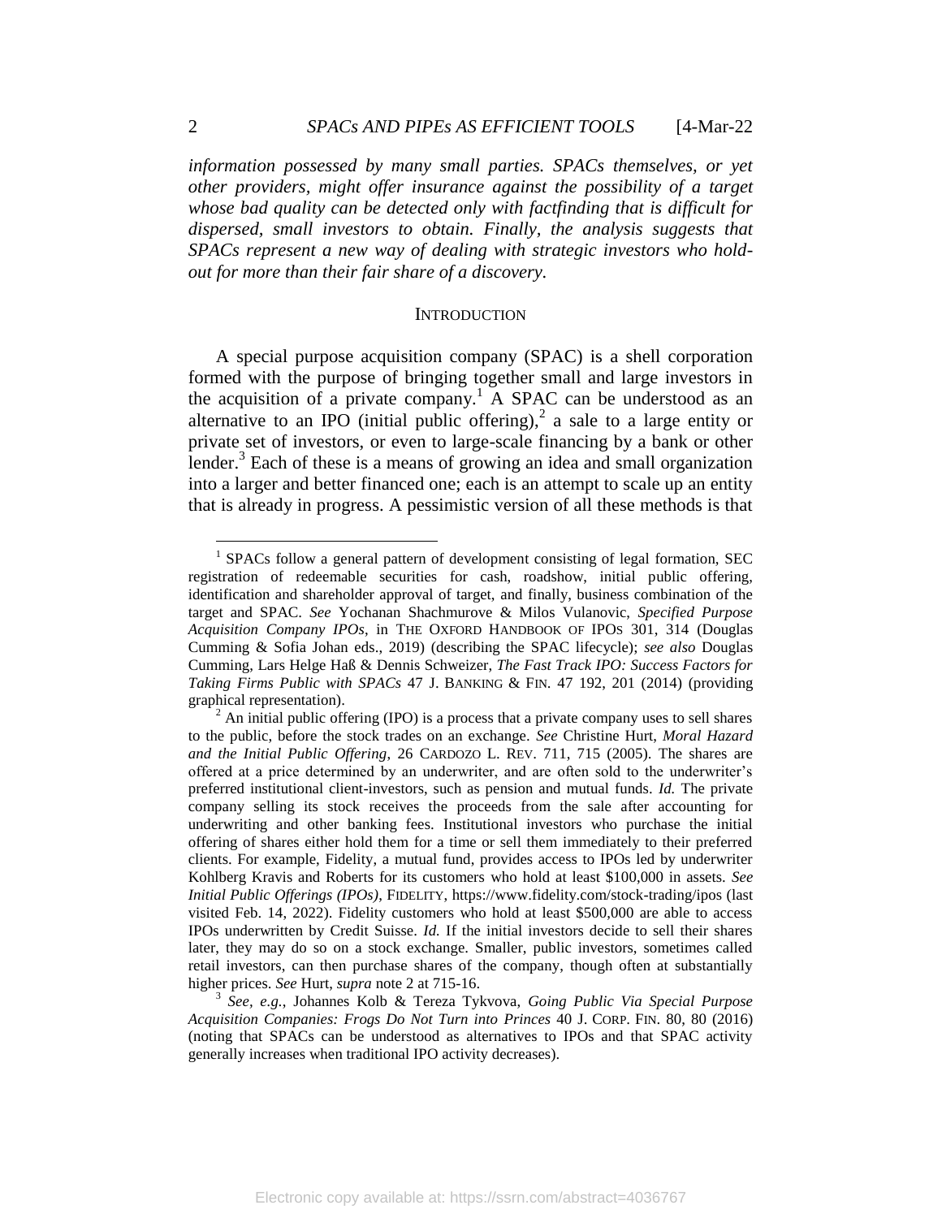*information possessed by many small parties. SPACs themselves, or yet other providers, might offer insurance against the possibility of a target whose bad quality can be detected only with factfinding that is difficult for dispersed, small investors to obtain. Finally, the analysis suggests that SPACs represent a new way of dealing with strategic investors who hold-out for more than their fair share of a discovery.*

## INTRODUCTION

A special purpose acquisition company (SPAC) is a shell corporation formed with the purpose of bringing together small and large investors in the acquisition of a private company.[1] A SPAC can be understood as an alternative to an IPO (initial public offering),[2] a sale to a large entity or private set of investors, or even to large-scale financing by a bank or other lender.[3] Each of these is a means of growing an idea and small organization into a larger and better financed one; each is an attempt to scale up an entity that is already in progress. A pessimistic version of all these methods is that

---

[1] SPACs follow a general pattern of development consisting of legal formation, SEC registration of redeemable securities for cash, roadshow, initial public offering, identification and shareholder approval of target, and finally, business combination of the target and SPAC. *See* Yochanan Shachmurove & Milos Vulanovic, *Specified Purpose Acquisition Company IPOs*, in THE OXFORD HANDBOOK OF IPOS 301, 314 (Douglas Cumming & Sofia Johan eds., 2019) (describing the SPAC lifecycle); *see also* Douglas Cumming, Lars Helge Haß & Dennis Schweizer, *The Fast Track IPO: Success Factors for Taking Firms Public with SPACs* 47 J. BANKING & FIN. 47 192, 201 (2014) (providing graphical representation).

[2] An initial public offering (IPO) is a process that a private company uses to sell shares to the public, before the stock trades on an exchange. *See* Christine Hurt, *Moral Hazard and the Initial Public Offering*, 26 CARDOZO L. REV. 711, 715 (2005). The shares are offered at a price determined by an underwriter, and are often sold to the underwriter's preferred institutional client-investors, such as pension and mutual funds. *Id.* The private company selling its stock receives the proceeds from the sale after accounting for underwriting and other banking fees. Institutional investors who purchase the initial offering of shares either hold them for a time or sell them immediately to their preferred clients. For example, Fidelity, a mutual fund, provides access to IPOs led by underwriter Kohlberg Kravis and Roberts for its customers who hold at least $100,000 in assets. *See Initial Public Offerings (IPOs)*, FIDELITY, https://www.fidelity.com/stock-trading/ipos (last visited Feb. 14, 2022). Fidelity customers who hold at least $500,000 are able to access IPOs underwritten by Credit Suisse. *Id.* If the initial investors decide to sell their shares later, they may do so on a stock exchange. Smaller, public investors, sometimes called retail investors, can then purchase shares of the company, though often at substantially higher prices. *See* Hurt, *supra* note 2 at 715-16.

[3] *See, e.g.*, Johannes Kolb & Tereza Tykvova, *Going Public Via Special Purpose Acquisition Companies: Frogs Do Not Turn into Princes* 40 J. CORP. FIN. 80, 80 (2016) (noting that SPACs can be understood as alternatives to IPOs and that SPAC activity generally increases when traditional IPO activity decreases).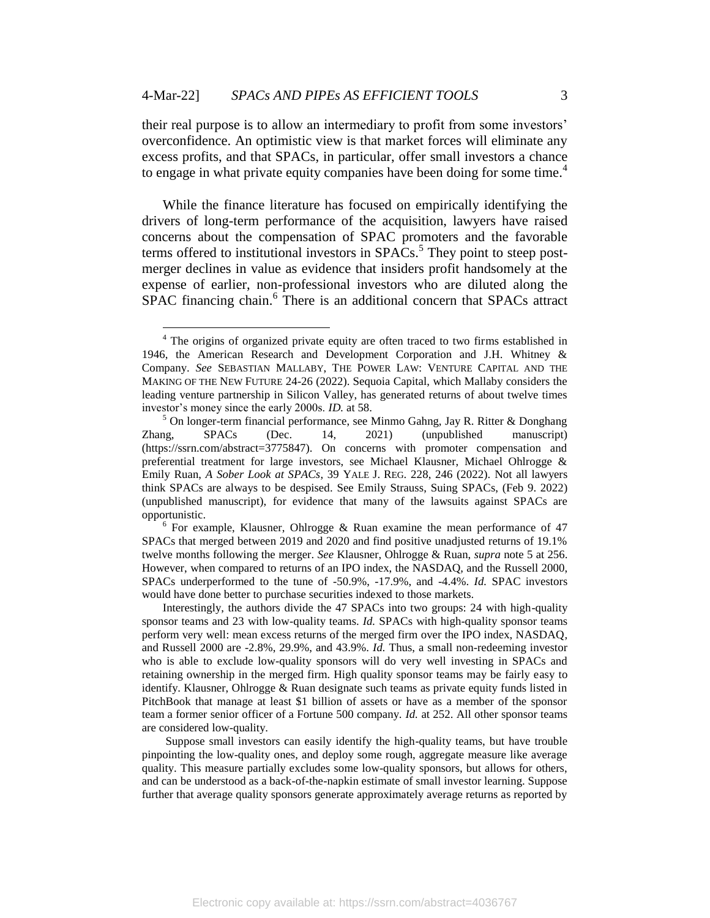their real purpose is to allow an intermediary to profit from some investors' overconfidence. An optimistic view is that market forces will eliminate any excess profits, and that SPACs, in particular, offer small investors a chance to engage in what private equity companies have been doing for some time.[4]

While the finance literature has focused on empirically identifying the drivers of long-term performance of the acquisition, lawyers have raised concerns about the compensation of SPAC promoters and the favorable terms offered to institutional investors in SPACs.[5] They point to steep post-merger declines in value as evidence that insiders profit handsomely at the expense of earlier, non-professional investors who are diluted along the SPAC financing chain.[6] There is an additional concern that SPACs attract

---

[4] The origins of organized private equity are often traced to two firms established in 1946, the American Research and Development Corporation and J.H. Whitney & Company. *See* SEBASTIAN MALLABY, THE POWER LAW: VENTURE CAPITAL AND THE MAKING OF THE NEW FUTURE 24-26 (2022). Sequoia Capital, which Mallaby considers the leading venture partnership in Silicon Valley, has generated returns of about twelve times investor's money since the early 2000s. *ID.* at 58.

[5] On longer-term financial performance, see Minmo Gahng, Jay R. Ritter & Donghang Zhang, SPACs (Dec. 14, 2021) (unpublished manuscript) (https://ssrn.com/abstract=3775847). On concerns with promoter compensation and preferential treatment for large investors, see Michael Klausner, Michael Ohlrogge & Emily Ruan, *A Sober Look at SPACs*, 39 YALE J. REG. 228, 246 (2022). Not all lawyers think SPACs are always to be despised. See Emily Strauss, Suing SPACs, (Feb 9. 2022) (unpublished manuscript), for evidence that many of the lawsuits against SPACs are opportunistic.

[6] For example, Klausner, Ohlrogge & Ruan examine the mean performance of 47 SPACs that merged between 2019 and 2020 and find positive unadjusted returns of 19.1% twelve months following the merger. *See* Klausner, Ohlrogge & Ruan, *supra* note 5 at 256. However, when compared to returns of an IPO index, the NASDAQ, and the Russell 2000, SPACs underperformed to the tune of -50.9%, -17.9%, and -4.4%. *Id.* SPAC investors would have done better to purchase securities indexed to those markets.

Interestingly, the authors divide the 47 SPACs into two groups: 24 with high-quality sponsor teams and 23 with low-quality teams. *Id.* SPACs with high-quality sponsor teams perform very well: mean excess returns of the merged firm over the IPO index, NASDAQ, and Russell 2000 are -2.8%, 29.9%, and 43.9%. *Id.* Thus, a small non-redeeming investor who is able to exclude low-quality sponsors will do very well investing in SPACs and retaining ownership in the merged firm. High quality sponsor teams may be fairly easy to identify. Klausner, Ohlrogge & Ruan designate such teams as private equity funds listed in PitchBook that manage at least $1 billion of assets or have as a member of the sponsor team a former senior officer of a Fortune 500 company. *Id.* at 252. All other sponsor teams are considered low-quality.

Suppose small investors can easily identify the high-quality teams, but have trouble pinpointing the low-quality ones, and deploy some rough, aggregate measure like average quality. This measure partially excludes some low-quality sponsors, but allows for others, and can be understood as a back-of-the-napkin estimate of small investor learning. Suppose further that average quality sponsors generate approximately average returns as reported by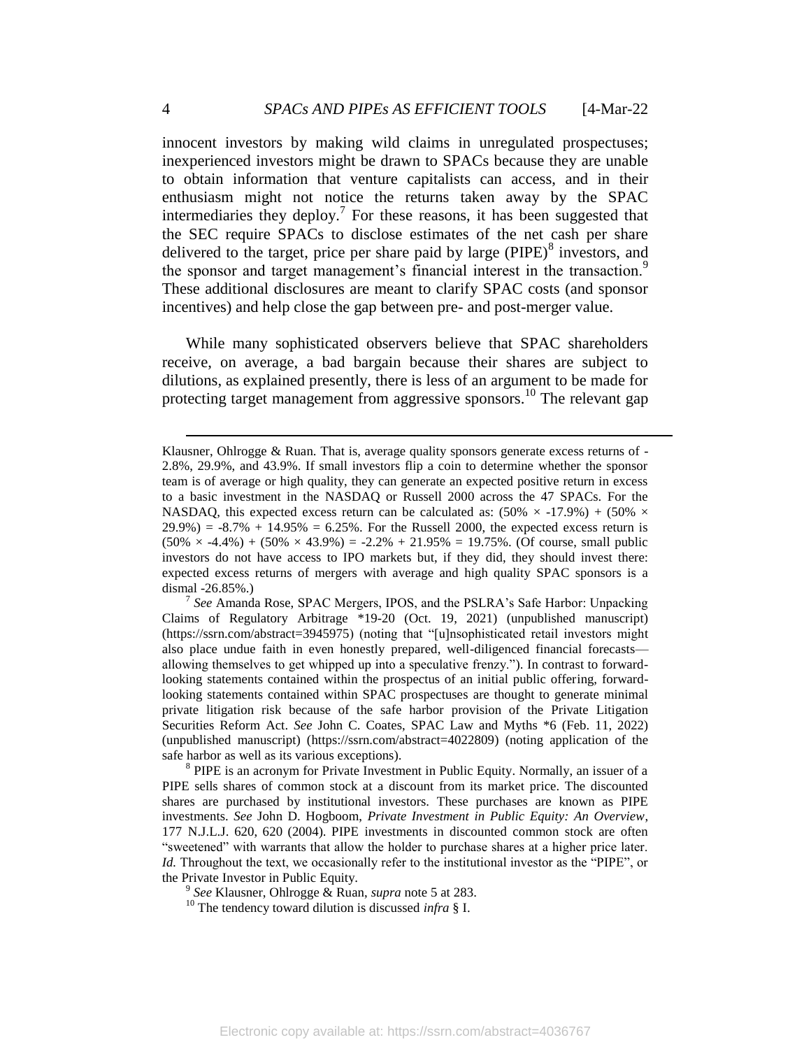innocent investors by making wild claims in unregulated prospectuses; inexperienced investors might be drawn to SPACs because they are unable to obtain information that venture capitalists can access, and in their enthusiasm might not notice the returns taken away by the SPAC intermediaries they deploy.[7] For these reasons, it has been suggested that the SEC require SPACs to disclose estimates of the net cash per share delivered to the target, price per share paid by large (PIPE)[8] investors, and the sponsor and target management's financial interest in the transaction.[9] These additional disclosures are meant to clarify SPAC costs (and sponsor incentives) and help close the gap between pre- and post-merger value.

While many sophisticated observers believe that SPAC shareholders receive, on average, a bad bargain because their shares are subject to dilutions, as explained presently, there is less of an argument to be made for protecting target management from aggressive sponsors.[10] The relevant gap

---

Klausner, Ohlrogge & Ruan. That is, average quality sponsors generate excess returns of -2.8%, 29.9%, and 43.9%. If small investors flip a coin to determine whether the sponsor team is of average or high quality, they can generate an expected positive return in excess to a basic investment in the NASDAQ or Russell 2000 across the 47 SPACs. For the NASDAQ, this expected excess return can be calculated as: $(50\% \times -17.9\%) + (50\% \times 29.9\%) = -8.7\% + 14.95\% = 6.25\%$. For the Russell 2000, the expected excess return is $(50\% \times -4.4\%) + (50\% \times 43.9\%) = -2.2\% + 21.95\% = 19.75\%$. (Of course, small public investors do not have access to IPO markets but, if they did, they should invest there: expected excess returns of mergers with average and high quality SPAC sponsors is a dismal -26.85%.)

[7] *See* Amanda Rose, SPAC Mergers, IPOS, and the PSLRA's Safe Harbor: Unpacking Claims of Regulatory Arbitrage *19-20 (Oct. 19, 2021) (unpublished manuscript) (https://ssrn.com/abstract=3945975) (noting that "[u]nsophisticated retail investors might also place undue faith in even honestly prepared, well-diligenced financial forecasts—allowing themselves to get whipped up into a speculative frenzy."). In contrast to forward-looking statements contained within the prospectus of an initial public offering, forward-looking statements contained within SPAC prospectuses are thought to generate minimal private litigation risk because of the safe harbor provision of the Private Litigation Securities Reform Act. *See* John C. Coates, SPAC Law and Myths *6 (Feb. 11, 2022) (unpublished manuscript) (https://ssrn.com/abstract=4022809) (noting application of the safe harbor as well as its various exceptions).

[8] PIPE is an acronym for Private Investment in Public Equity. Normally, an issuer of a PIPE sells shares of common stock at a discount from its market price. The discounted shares are purchased by institutional investors. These purchases are known as PIPE investments. *See* John D. Hogboom, *Private Investment in Public Equity: An Overview*, 177 N.J.L.J. 620, 620 (2004). PIPE investments in discounted common stock are often "sweetened" with warrants that allow the holder to purchase shares at a higher price later. *Id.* Throughout the text, we occasionally refer to the institutional investor as the "PIPE", or the Private Investor in Public Equity.

[9] *See* Klausner, Ohlrogge & Ruan, *supra* note 5 at 283.

[10] The tendency toward dilution is discussed *infra* § I.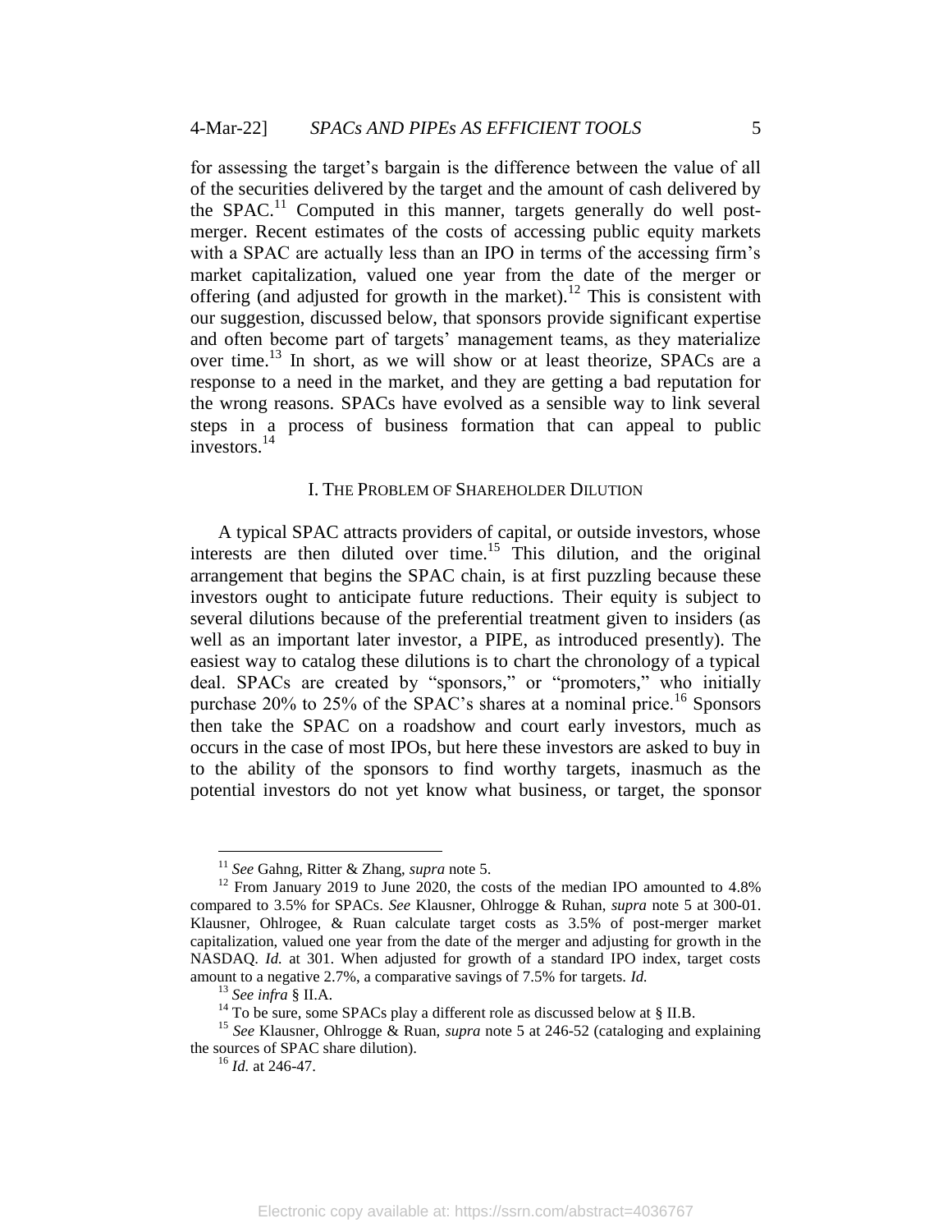for assessing the target's bargain is the difference between the value of all of the securities delivered by the target and the amount of cash delivered by the SPAC.[11] Computed in this manner, targets generally do well post-merger. Recent estimates of the costs of accessing public equity markets with a SPAC are actually less than an IPO in terms of the accessing firm's market capitalization, valued one year from the date of the merger or offering (and adjusted for growth in the market).[12] This is consistent with our suggestion, discussed below, that sponsors provide significant expertise and often become part of targets' management teams, as they materialize over time.[13] In short, as we will show or at least theorize, SPACs are a response to a need in the market, and they are getting a bad reputation for the wrong reasons. SPACs have evolved as a sensible way to link several steps in a process of business formation that can appeal to public investors.[14]

## I. The Problem of Shareholder Dilution

A typical SPAC attracts providers of capital, or outside investors, whose interests are then diluted over time.[15] This dilution, and the original arrangement that begins the SPAC chain, is at first puzzling because these investors ought to anticipate future reductions. Their equity is subject to several dilutions because of the preferential treatment given to insiders (as well as an important later investor, a PIPE, as introduced presently). The easiest way to catalog these dilutions is to chart the chronology of a typical deal. SPACs are created by "sponsors," or "promoters," who initially purchase 20% to 25% of the SPAC's shares at a nominal price.[16] Sponsors then take the SPAC on a roadshow and court early investors, much as occurs in the case of most IPOs, but here these investors are asked to buy in to the ability of the sponsors to find worthy targets, inasmuch as the potential investors do not yet know what business, or target, the sponsor

---

[11] *See* Gahng, Ritter & Zhang, *supra* note 5.

[12] From January 2019 to June 2020, the costs of the median IPO amounted to 4.8% compared to 3.5% for SPACs. *See* Klausner, Ohlrogge & Ruhan, *supra* note 5 at 300-01. Klausner, Ohlrogee, & Ruan calculate target costs as 3.5% of post-merger market capitalization, valued one year from the date of the merger and adjusting for growth in the NASDAQ. *Id.* at 301. When adjusted for growth of a standard IPO index, target costs amount to a negative 2.7%, a comparative savings of 7.5% for targets. *Id.*

[13] *See infra* § II.A.

[14] To be sure, some SPACs play a different role as discussed below at § II.B.

[15] *See* Klausner, Ohlrogge & Ruan, *supra* note 5 at 246-52 (cataloging and explaining the sources of SPAC share dilution).

[16] *Id.* at 246-47.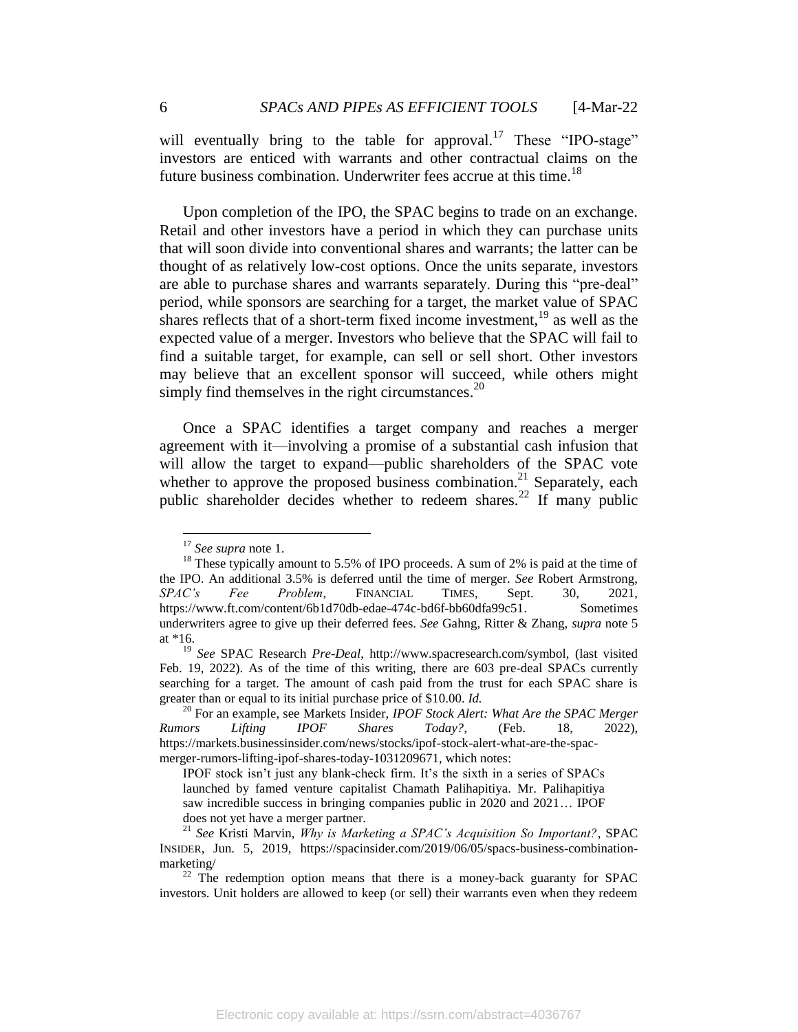will eventually bring to the table for approval.[17] These "IPO-stage" investors are enticed with warrants and other contractual claims on the future business combination. Underwriter fees accrue at this time.[18]

Upon completion of the IPO, the SPAC begins to trade on an exchange. Retail and other investors have a period in which they can purchase units that will soon divide into conventional shares and warrants; the latter can be thought of as relatively low-cost options. Once the units separate, investors are able to purchase shares and warrants separately. During this "pre-deal" period, while sponsors are searching for a target, the market value of SPAC shares reflects that of a short-term fixed income investment,[19] as well as the expected value of a merger. Investors who believe that the SPAC will fail to find a suitable target, for example, can sell or sell short. Other investors may believe that an excellent sponsor will succeed, while others might simply find themselves in the right circumstances.[20]

Once a SPAC identifies a target company and reaches a merger agreement with it—involving a promise of a substantial cash infusion that will allow the target to expand—public shareholders of the SPAC vote whether to approve the proposed business combination.[21] Separately, each public shareholder decides whether to redeem shares.[22] If many public

---

[17] *See supra* note 1.

[18] These typically amount to 5.5% of IPO proceeds. A sum of 2% is paid at the time of the IPO. An additional 3.5% is deferred until the time of merger. *See* Robert Armstrong, *SPAC's Fee Problem*, FINANCIAL TIMES, Sept. 30, 2021, https://www.ft.com/content/6b1d70db-edae-474c-bd6f-bb60dfa99c51. Sometimes underwriters agree to give up their deferred fees. *See* Gahng, Ritter & Zhang, *supra* note 5 at *16.

[19] *See* SPAC Research *Pre-Deal*, http://www.spacresearch.com/symbol, (last visited Feb. 19, 2022). As of the time of this writing, there are 603 pre-deal SPACs currently searching for a target. The amount of cash paid from the trust for each SPAC share is greater than or equal to its initial purchase price of $10.00. *Id.*

[20] For an example, see Markets Insider, *IPOF Stock Alert: What Are the SPAC Merger Rumors Lifting IPOF Shares Today?*, (Feb. 18, 2022), https://markets.businessinsider.com/news/stocks/ipof-stock-alert-what-are-the-spac-merger-rumors-lifting-ipof-shares-today-1031209671, which notes:

> IPOF stock isn't just any blank-check firm. It's the sixth in a series of SPACs launched by famed venture capitalist Chamath Palihapitiya. Mr. Palihapitiya saw incredible success in bringing companies public in 2020 and 2021… IPOF does not yet have a merger partner.

[21] *See* Kristi Marvin, *Why is Marketing a SPAC's Acquisition So Important?*, SPAC INSIDER, Jun. 5, 2019, https://spacinsider.com/2019/06/05/spacs-business-combination-marketing/

[22] The redemption option means that there is a money-back guaranty for SPAC investors. Unit holders are allowed to keep (or sell) their warrants even when they redeem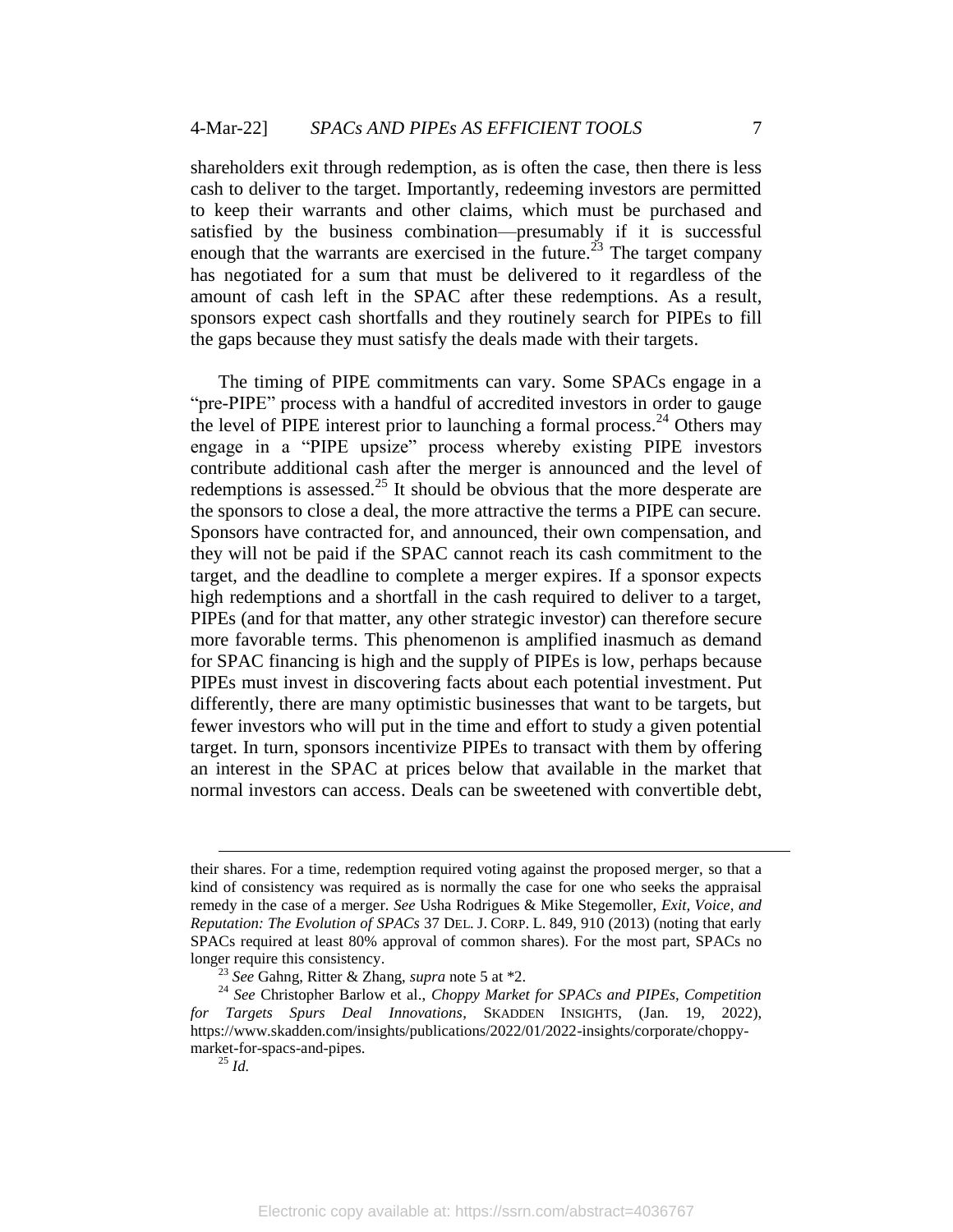shareholders exit through redemption, as is often the case, then there is less cash to deliver to the target. Importantly, redeeming investors are permitted to keep their warrants and other claims, which must be purchased and satisfied by the business combination—presumably if it is successful enough that the warrants are exercised in the future.[23] The target company has negotiated for a sum that must be delivered to it regardless of the amount of cash left in the SPAC after these redemptions. As a result, sponsors expect cash shortfalls and they routinely search for PIPEs to fill the gaps because they must satisfy the deals made with their targets.

The timing of PIPE commitments can vary. Some SPACs engage in a "pre-PIPE" process with a handful of accredited investors in order to gauge the level of PIPE interest prior to launching a formal process.[24] Others may engage in a "PIPE upsize" process whereby existing PIPE investors contribute additional cash after the merger is announced and the level of redemptions is assessed.[25] It should be obvious that the more desperate are the sponsors to close a deal, the more attractive the terms a PIPE can secure. Sponsors have contracted for, and announced, their own compensation, and they will not be paid if the SPAC cannot reach its cash commitment to the target, and the deadline to complete a merger expires. If a sponsor expects high redemptions and a shortfall in the cash required to deliver to a target, PIPEs (and for that matter, any other strategic investor) can therefore secure more favorable terms. This phenomenon is amplified inasmuch as demand for SPAC financing is high and the supply of PIPEs is low, perhaps because PIPEs must invest in discovering facts about each potential investment. Put differently, there are many optimistic businesses that want to be targets, but fewer investors who will put in the time and effort to study a given potential target. In turn, sponsors incentivize PIPEs to transact with them by offering an interest in the SPAC at prices below that available in the market that normal investors can access. Deals can be sweetened with convertible debt,

---

their shares. For a time, redemption required voting against the proposed merger, so that a kind of consistency was required as is normally the case for one who seeks the appraisal remedy in the case of a merger. *See* Usha Rodrigues & Mike Stegemoller, *Exit, Voice, and Reputation: The Evolution of SPACs* 37 DEL. J. CORP. L. 849, 910 (2013) (noting that early SPACs required at least 80% approval of common shares). For the most part, SPACs no longer require this consistency.

[23] *See* Gahng, Ritter & Zhang, *supra* note 5 at *2.

[24] *See* Christopher Barlow et al., *Choppy Market for SPACs and PIPEs, Competition for Targets Spurs Deal Innovations*, SKADDEN INSIGHTS, (Jan. 19, 2022), https://www.skadden.com/insights/publications/2022/01/2022-insights/corporate/choppy-market-for-spacs-and-pipes.

[25] *Id.*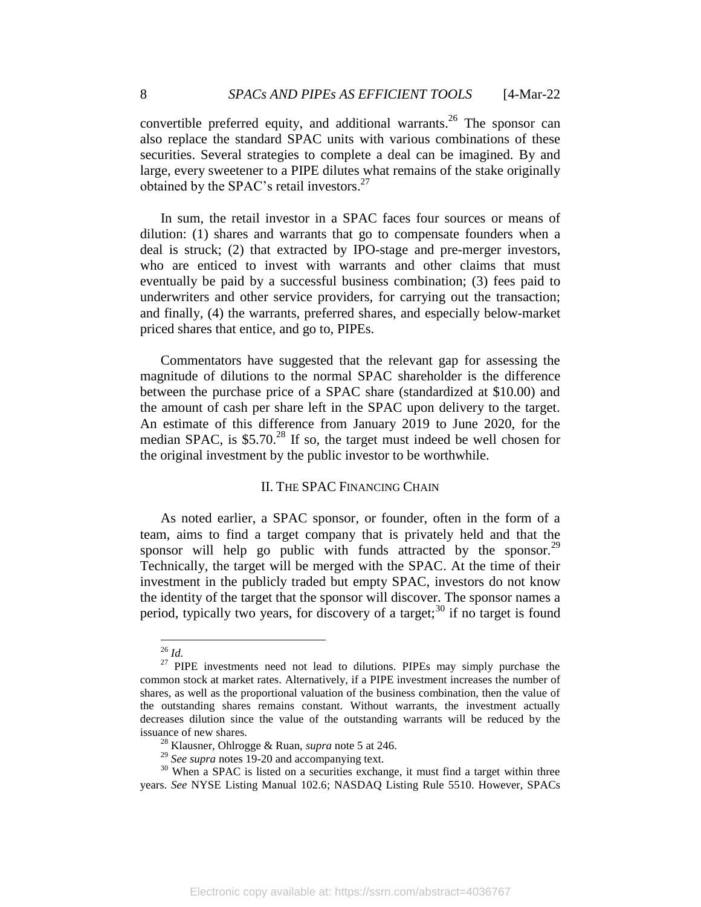convertible preferred equity, and additional warrants.[26] The sponsor can also replace the standard SPAC units with various combinations of these securities. Several strategies to complete a deal can be imagined. By and large, every sweetener to a PIPE dilutes what remains of the stake originally obtained by the SPAC's retail investors.[27]

In sum, the retail investor in a SPAC faces four sources or means of dilution: (1) shares and warrants that go to compensate founders when a deal is struck; (2) that extracted by IPO-stage and pre-merger investors, who are enticed to invest with warrants and other claims that must eventually be paid by a successful business combination; (3) fees paid to underwriters and other service providers, for carrying out the transaction; and finally, (4) the warrants, preferred shares, and especially below-market priced shares that entice, and go to, PIPEs.

Commentators have suggested that the relevant gap for assessing the magnitude of dilutions to the normal SPAC shareholder is the difference between the purchase price of a SPAC share (standardized at $10.00) and the amount of cash per share left in the SPAC upon delivery to the target. An estimate of this difference from January 2019 to June 2020, for the median SPAC, is $5.70.[28] If so, the target must indeed be well chosen for the original investment by the public investor to be worthwhile.

## II. The SPAC Financing Chain

As noted earlier, a SPAC sponsor, or founder, often in the form of a team, aims to find a target company that is privately held and that the sponsor will help go public with funds attracted by the sponsor.[29] Technically, the target will be merged with the SPAC. At the time of their investment in the publicly traded but empty SPAC, investors do not know the identity of the target that the sponsor will discover. The sponsor names a period, typically two years, for discovery of a target;[30] if no target is found

---

[26] *Id.*

[27] PIPE investments need not lead to dilutions. PIPEs may simply purchase the common stock at market rates. Alternatively, if a PIPE investment increases the number of shares, as well as the proportional valuation of the business combination, then the value of the outstanding shares remains constant. Without warrants, the investment actually decreases dilution since the value of the outstanding warrants will be reduced by the issuance of new shares.

[28] Klausner, Ohlrogge & Ruan, *supra* note 5 at 246.

[29] *See supra* notes 19-20 and accompanying text.

[30] When a SPAC is listed on a securities exchange, it must find a target within three years. *See* NYSE Listing Manual 102.6; NASDAQ Listing Rule 5510. However, SPACs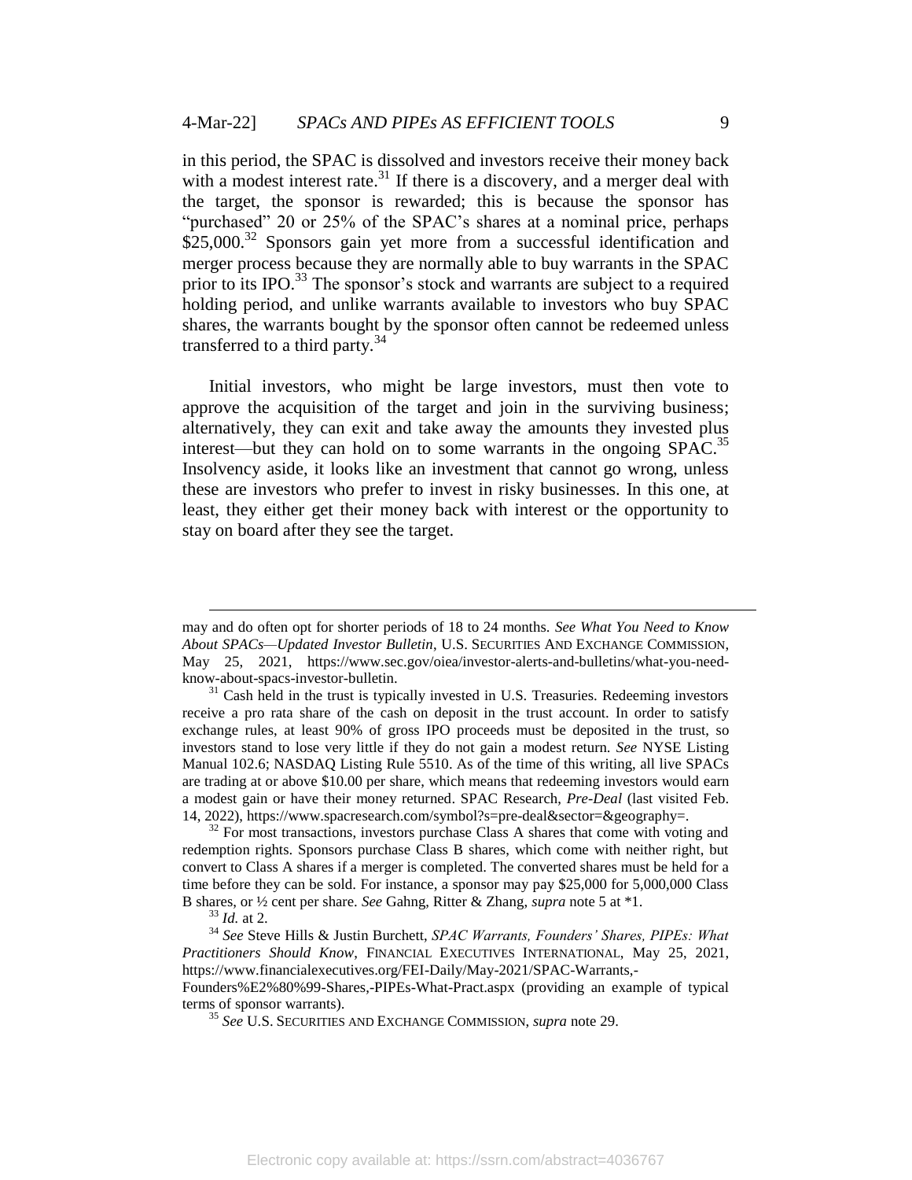in this period, the SPAC is dissolved and investors receive their money back with a modest interest rate.[31] If there is a discovery, and a merger deal with the target, the sponsor is rewarded; this is because the sponsor has "purchased" 20 or 25% of the SPAC's shares at a nominal price, perhaps $25,000.[32] Sponsors gain yet more from a successful identification and merger process because they are normally able to buy warrants in the SPAC prior to its IPO.[33] The sponsor's stock and warrants are subject to a required holding period, and unlike warrants available to investors who buy SPAC shares, the warrants bought by the sponsor often cannot be redeemed unless transferred to a third party.[34]

Initial investors, who might be large investors, must then vote to approve the acquisition of the target and join in the surviving business; alternatively, they can exit and take away the amounts they invested plus interest—but they can hold on to some warrants in the ongoing SPAC.[35] Insolvency aside, it looks like an investment that cannot go wrong, unless these are investors who prefer to invest in risky businesses. In this one, at least, they either get their money back with interest or the opportunity to stay on board after they see the target.

---

may and do often opt for shorter periods of 18 to 24 months. *See What You Need to Know About SPACs—Updated Investor Bulletin*, U.S. SECURITIES AND EXCHANGE COMMISSION, May 25, 2021, https://www.sec.gov/oiea/investor-alerts-and-bulletins/what-you-need-know-about-spacs-investor-bulletin.

[31] Cash held in the trust is typically invested in U.S. Treasuries. Redeeming investors receive a pro rata share of the cash on deposit in the trust account. In order to satisfy exchange rules, at least 90% of gross IPO proceeds must be deposited in the trust, so investors stand to lose very little if they do not gain a modest return. *See* NYSE Listing Manual 102.6; NASDAQ Listing Rule 5510. As of the time of this writing, all live SPACs are trading at or above $10.00 per share, which means that redeeming investors would earn a modest gain or have their money returned. SPAC Research, *Pre-Deal* (last visited Feb. 14, 2022), https://www.spacresearch.com/symbol?s=pre-deal&sector=&geography=.

[32] For most transactions, investors purchase Class A shares that come with voting and redemption rights. Sponsors purchase Class B shares, which come with neither right, but convert to Class A shares if a merger is completed. The converted shares must be held for a time before they can be sold. For instance, a sponsor may pay $25,000 for 5,000,000 Class B shares, or ½ cent per share. *See* Gahng, Ritter & Zhang, *supra* note 5 at *1.

[33] *Id.* at 2.

[34] *See* Steve Hills & Justin Burchett, *SPAC Warrants, Founders' Shares, PIPEs: What Practitioners Should Know*, FINANCIAL EXECUTIVES INTERNATIONAL, May 25, 2021, https://www.financialexecutives.org/FEI-Daily/May-2021/SPAC-Warrants,-Founders%E2%80%99-Shares,-PIPEs-What-Pract.aspx (providing an example of typical terms of sponsor warrants).

[35] *See* U.S. SECURITIES AND EXCHANGE COMMISSION, *supra* note 29.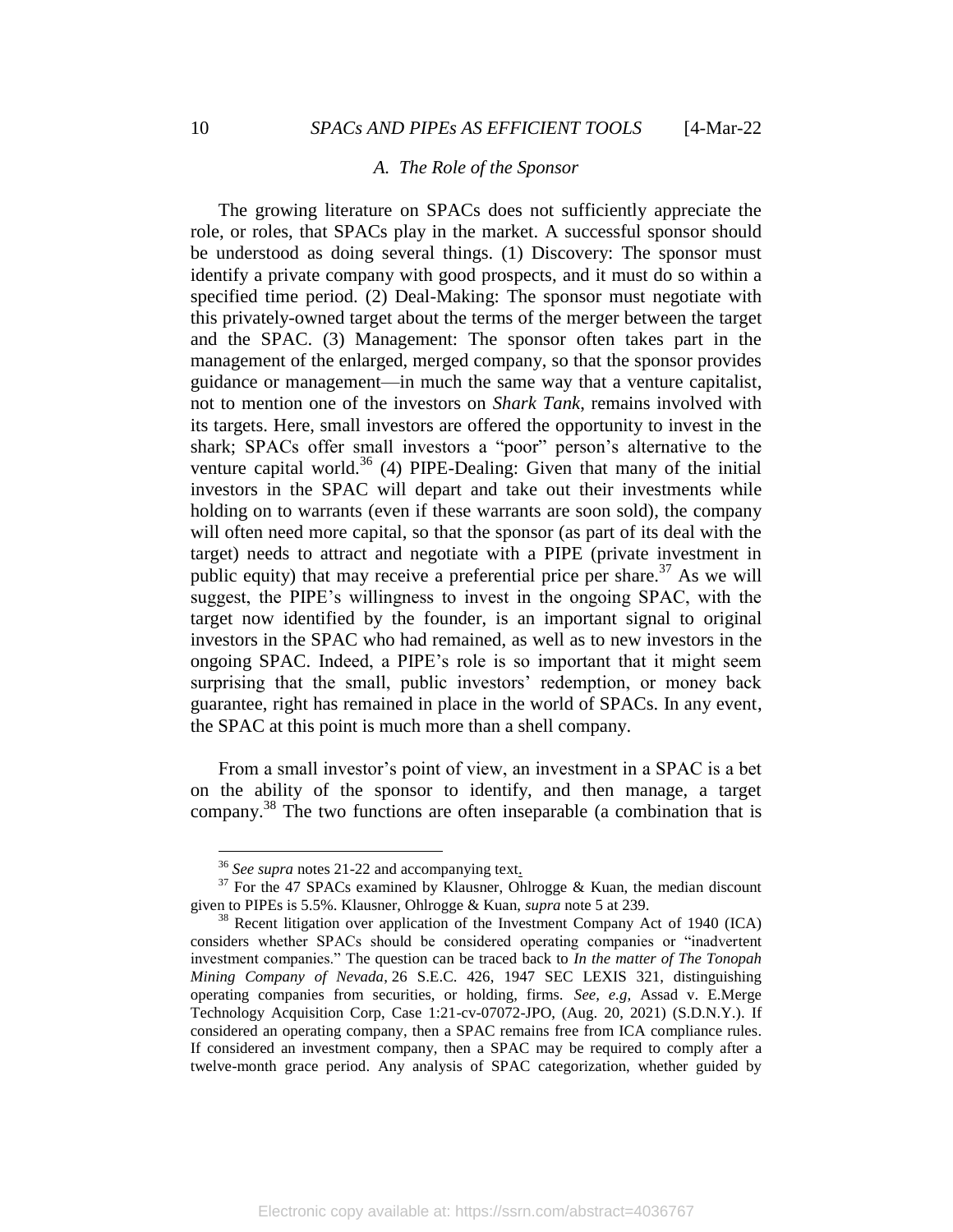### A. The Role of the Sponsor

The growing literature on SPACs does not sufficiently appreciate the role, or roles, that SPACs play in the market. A successful sponsor should be understood as doing several things. (1) Discovery: The sponsor must identify a private company with good prospects, and it must do so within a specified time period. (2) Deal-Making: The sponsor must negotiate with this privately-owned target about the terms of the merger between the target and the SPAC. (3) Management: The sponsor often takes part in the management of the enlarged, merged company, so that the sponsor provides guidance or management—in much the same way that a venture capitalist, not to mention one of the investors on *Shark Tank*, remains involved with its targets. Here, small investors are offered the opportunity to invest in the shark; SPACs offer small investors a "poor" person's alternative to the venture capital world.[36] (4) PIPE-Dealing: Given that many of the initial investors in the SPAC will depart and take out their investments while holding on to warrants (even if these warrants are soon sold), the company will often need more capital, so that the sponsor (as part of its deal with the target) needs to attract and negotiate with a PIPE (private investment in public equity) that may receive a preferential price per share.[37] As we will suggest, the PIPE's willingness to invest in the ongoing SPAC, with the target now identified by the founder, is an important signal to original investors in the SPAC who had remained, as well as to new investors in the ongoing SPAC. Indeed, a PIPE's role is so important that it might seem surprising that the small, public investors' redemption, or money back guarantee, right has remained in place in the world of SPACs. In any event, the SPAC at this point is much more than a shell company.

From a small investor's point of view, an investment in a SPAC is a bet on the ability of the sponsor to identify, and then manage, a target company.[38] The two functions are often inseparable (a combination that is

---

[36] *See supra* notes 21-22 and accompanying text.

[37] For the 47 SPACs examined by Klausner, Ohlrogge & Kuan, the median discount given to PIPEs is 5.5%. Klausner, Ohlrogge & Kuan, *supra* note 5 at 239.

[38] Recent litigation over application of the Investment Company Act of 1940 (ICA) considers whether SPACs should be considered operating companies or "inadvertent investment companies." The question can be traced back to *In the matter of The Tonopah Mining Company of Nevada*, 26 S.E.C. 426, 1947 SEC LEXIS 321, distinguishing operating companies from securities, or holding, firms. *See, e.g,* Assad v. E.Merge Technology Acquisition Corp, Case 1:21-cv-07072-JPO, (Aug. 20, 2021) (S.D.N.Y.). If considered an operating company, then a SPAC remains free from ICA compliance rules. If considered an investment company, then a SPAC may be required to comply after a twelve-month grace period. Any analysis of SPAC categorization, whether guided by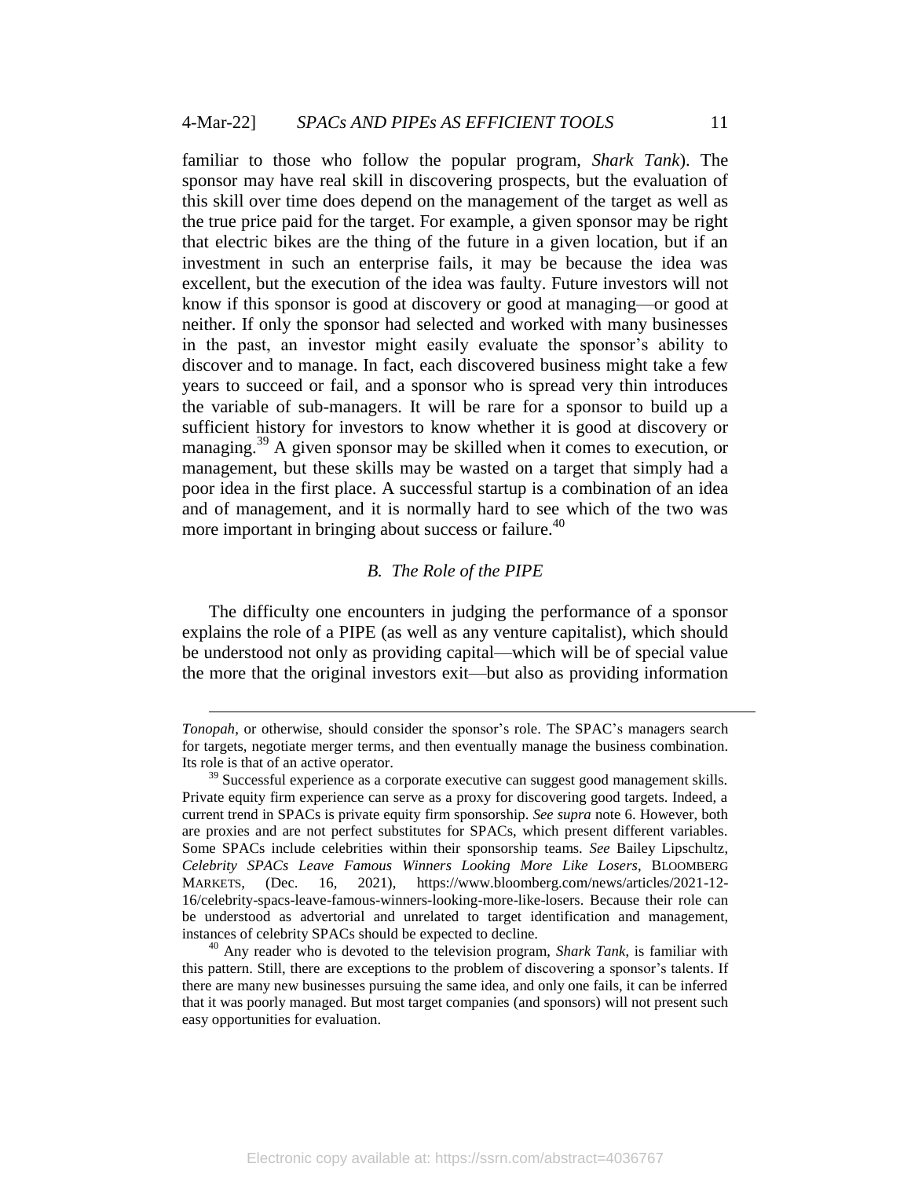familiar to those who follow the popular program, *Shark Tank*). The sponsor may have real skill in discovering prospects, but the evaluation of this skill over time does depend on the management of the target as well as the true price paid for the target. For example, a given sponsor may be right that electric bikes are the thing of the future in a given location, but if an investment in such an enterprise fails, it may be because the idea was excellent, but the execution of the idea was faulty. Future investors will not know if this sponsor is good at discovery or good at managing—or good at neither. If only the sponsor had selected and worked with many businesses in the past, an investor might easily evaluate the sponsor's ability to discover and to manage. In fact, each discovered business might take a few years to succeed or fail, and a sponsor who is spread very thin introduces the variable of sub-managers. It will be rare for a sponsor to build up a sufficient history for investors to know whether it is good at discovery or managing.[39] A given sponsor may be skilled when it comes to execution, or management, but these skills may be wasted on a target that simply had a poor idea in the first place. A successful startup is a combination of an idea and of management, and it is normally hard to see which of the two was more important in bringing about success or failure.[40]

### *B. The Role of the PIPE*

The difficulty one encounters in judging the performance of a sponsor explains the role of a PIPE (as well as any venture capitalist), which should be understood not only as providing capital—which will be of special value the more that the original investors exit—but also as providing information

---

*Tonopah*, or otherwise, should consider the sponsor's role. The SPAC's managers search for targets, negotiate merger terms, and then eventually manage the business combination. Its role is that of an active operator.

[39] Successful experience as a corporate executive can suggest good management skills. Private equity firm experience can serve as a proxy for discovering good targets. Indeed, a current trend in SPACs is private equity firm sponsorship. *See supra* note 6. However, both are proxies and are not perfect substitutes for SPACs, which present different variables. Some SPACs include celebrities within their sponsorship teams. *See* Bailey Lipschultz, *Celebrity SPACs Leave Famous Winners Looking More Like Losers*, BLOOMBERG MARKETS, (Dec. 16, 2021), https://www.bloomberg.com/news/articles/2021-12-16/celebrity-spacs-leave-famous-winners-looking-more-like-losers. Because their role can be understood as advertorial and unrelated to target identification and management, instances of celebrity SPACs should be expected to decline.

[40] Any reader who is devoted to the television program, *Shark Tank*, is familiar with this pattern. Still, there are exceptions to the problem of discovering a sponsor's talents. If there are many new businesses pursuing the same idea, and only one fails, it can be inferred that it was poorly managed. But most target companies (and sponsors) will not present such easy opportunities for evaluation.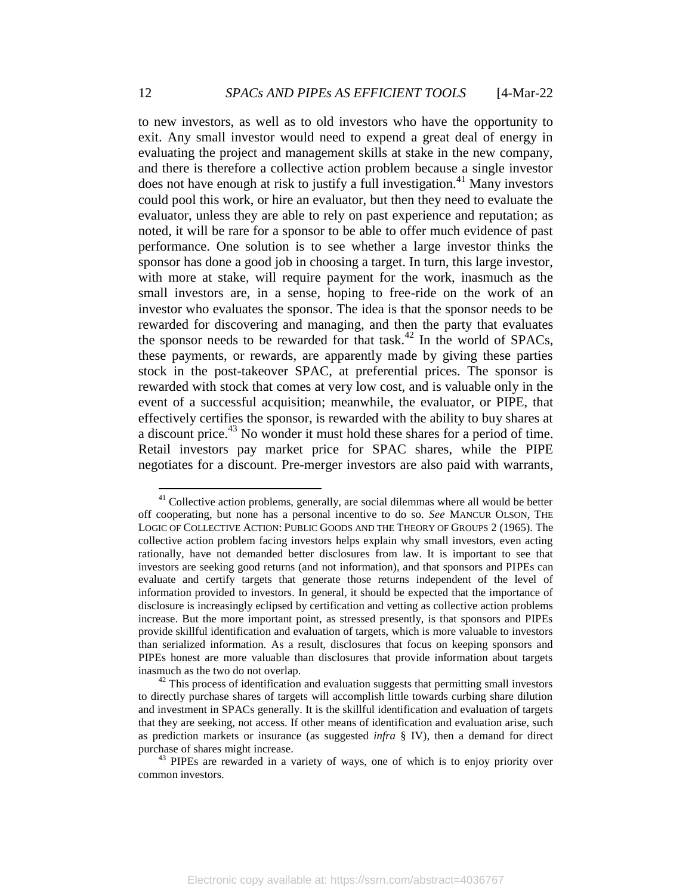to new investors, as well as to old investors who have the opportunity to exit. Any small investor would need to expend a great deal of energy in evaluating the project and management skills at stake in the new company, and there is therefore a collective action problem because a single investor does not have enough at risk to justify a full investigation.[41] Many investors could pool this work, or hire an evaluator, but then they need to evaluate the evaluator, unless they are able to rely on past experience and reputation; as noted, it will be rare for a sponsor to be able to offer much evidence of past performance. One solution is to see whether a large investor thinks the sponsor has done a good job in choosing a target. In turn, this large investor, with more at stake, will require payment for the work, inasmuch as the small investors are, in a sense, hoping to free-ride on the work of an investor who evaluates the sponsor. The idea is that the sponsor needs to be rewarded for discovering and managing, and then the party that evaluates the sponsor needs to be rewarded for that task.[42] In the world of SPACs, these payments, or rewards, are apparently made by giving these parties stock in the post-takeover SPAC, at preferential prices. The sponsor is rewarded with stock that comes at very low cost, and is valuable only in the event of a successful acquisition; meanwhile, the evaluator, or PIPE, that effectively certifies the sponsor, is rewarded with the ability to buy shares at a discount price.[43] No wonder it must hold these shares for a period of time. Retail investors pay market price for SPAC shares, while the PIPE negotiates for a discount. Pre-merger investors are also paid with warrants,

---

[41] Collective action problems, generally, are social dilemmas where all would be better off cooperating, but none has a personal incentive to do so. *See* MANCUR OLSON, THE LOGIC OF COLLECTIVE ACTION: PUBLIC GOODS AND THE THEORY OF GROUPS 2 (1965). The collective action problem facing investors helps explain why small investors, even acting rationally, have not demanded better disclosures from law. It is important to see that investors are seeking good returns (and not information), and that sponsors and PIPEs can evaluate and certify targets that generate those returns independent of the level of information provided to investors. In general, it should be expected that the importance of disclosure is increasingly eclipsed by certification and vetting as collective action problems increase. But the more important point, as stressed presently, is that sponsors and PIPEs provide skillful identification and evaluation of targets, which is more valuable to investors than serialized information. As a result, disclosures that focus on keeping sponsors and PIPEs honest are more valuable than disclosures that provide information about targets inasmuch as the two do not overlap.

[42] This process of identification and evaluation suggests that permitting small investors to directly purchase shares of targets will accomplish little towards curbing share dilution and investment in SPACs generally. It is the skillful identification and evaluation of targets that they are seeking, not access. If other means of identification and evaluation arise, such as prediction markets or insurance (as suggested *infra* § IV), then a demand for direct purchase of shares might increase.

[43] PIPEs are rewarded in a variety of ways, one of which is to enjoy priority over common investors.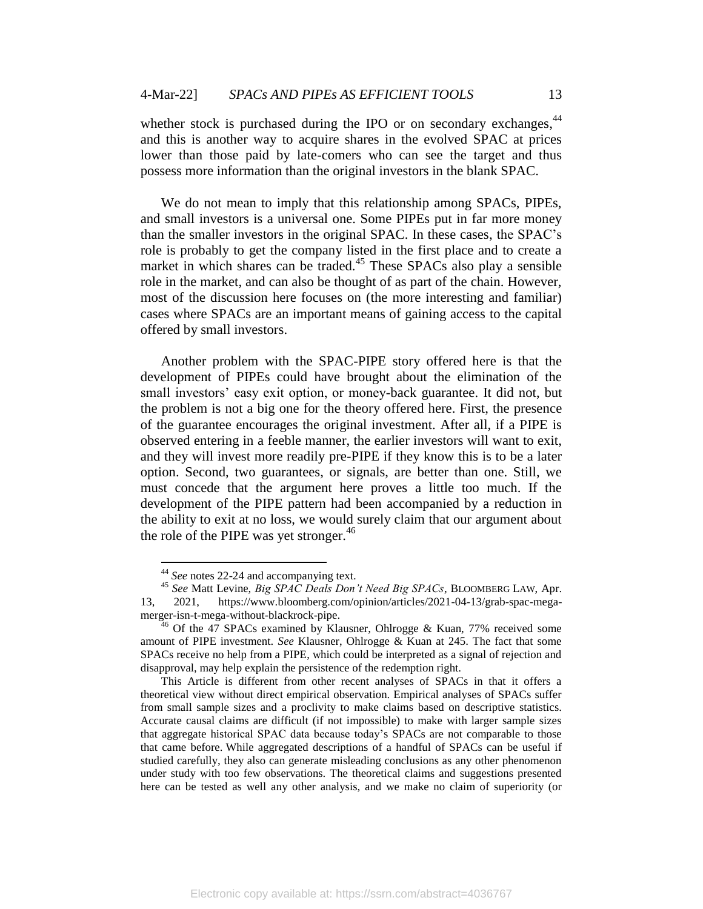whether stock is purchased during the IPO or on secondary exchanges,[44] and this is another way to acquire shares in the evolved SPAC at prices lower than those paid by late-comers who can see the target and thus possess more information than the original investors in the blank SPAC.

We do not mean to imply that this relationship among SPACs, PIPEs, and small investors is a universal one. Some PIPEs put in far more money than the smaller investors in the original SPAC. In these cases, the SPAC's role is probably to get the company listed in the first place and to create a market in which shares can be traded.[45] These SPACs also play a sensible role in the market, and can also be thought of as part of the chain. However, most of the discussion here focuses on (the more interesting and familiar) cases where SPACs are an important means of gaining access to the capital offered by small investors.

Another problem with the SPAC-PIPE story offered here is that the development of PIPEs could have brought about the elimination of the small investors' easy exit option, or money-back guarantee. It did not, but the problem is not a big one for the theory offered here. First, the presence of the guarantee encourages the original investment. After all, if a PIPE is observed entering in a feeble manner, the earlier investors will want to exit, and they will invest more readily pre-PIPE if they know this is to be a later option. Second, two guarantees, or signals, are better than one. Still, we must concede that the argument here proves a little too much. If the development of the PIPE pattern had been accompanied by a reduction in the ability to exit at no loss, we would surely claim that our argument about the role of the PIPE was yet stronger.[46]

---

[44] *See* notes 22-24 and accompanying text.

[45] *See* Matt Levine, *Big SPAC Deals Don't Need Big SPACs*, BLOOMBERG LAW, Apr. 13, 2021, https://www.bloomberg.com/opinion/articles/2021-04-13/grab-spac-mega-merger-isn-t-mega-without-blackrock-pipe.

[46] Of the 47 SPACs examined by Klausner, Ohlrogge & Kuan, 77% received some amount of PIPE investment. *See* Klausner, Ohlrogge & Kuan at 245. The fact that some SPACs receive no help from a PIPE, which could be interpreted as a signal of rejection and disapproval, may help explain the persistence of the redemption right.

This Article is different from other recent analyses of SPACs in that it offers a theoretical view without direct empirical observation. Empirical analyses of SPACs suffer from small sample sizes and a proclivity to make claims based on descriptive statistics. Accurate causal claims are difficult (if not impossible) to make with larger sample sizes that aggregate historical SPAC data because today's SPACs are not comparable to those that came before. While aggregated descriptions of a handful of SPACs can be useful if studied carefully, they also can generate misleading conclusions as any other phenomenon under study with too few observations. The theoretical claims and suggestions presented here can be tested as well any other analysis, and we make no claim of superiority (or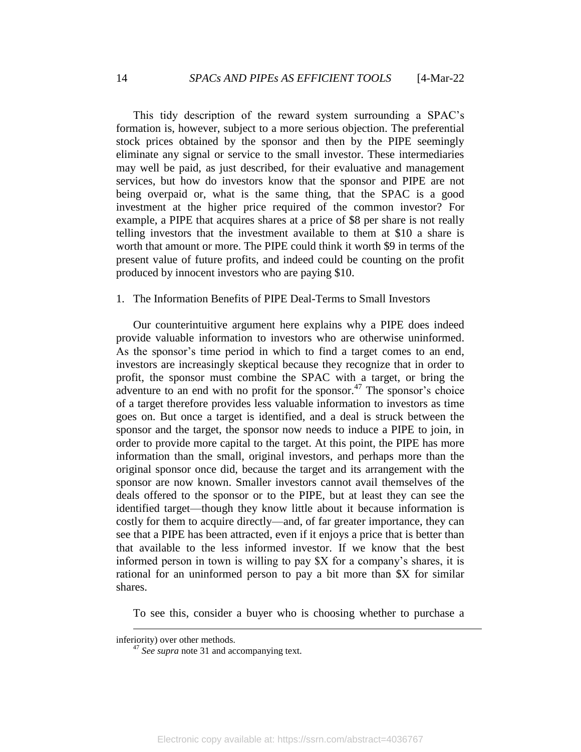This tidy description of the reward system surrounding a SPAC's formation is, however, subject to a more serious objection. The preferential stock prices obtained by the sponsor and then by the PIPE seemingly eliminate any signal or service to the small investor. These intermediaries may well be paid, as just described, for their evaluative and management services, but how do investors know that the sponsor and PIPE are not being overpaid or, what is the same thing, that the SPAC is a good investment at the higher price required of the common investor? For example, a PIPE that acquires shares at a price of $8 per share is not really telling investors that the investment available to them at $10 a share is worth that amount or more. The PIPE could think it worth $9 in terms of the present value of future profits, and indeed could be counting on the profit produced by innocent investors who are paying $10.

### 1. The Information Benefits of PIPE Deal-Terms to Small Investors

Our counterintuitive argument here explains why a PIPE does indeed provide valuable information to investors who are otherwise uninformed. As the sponsor's time period in which to find a target comes to an end, investors are increasingly skeptical because they recognize that in order to profit, the sponsor must combine the SPAC with a target, or bring the adventure to an end with no profit for the sponsor.[47] The sponsor's choice of a target therefore provides less valuable information to investors as time goes on. But once a target is identified, and a deal is struck between the sponsor and the target, the sponsor now needs to induce a PIPE to join, in order to provide more capital to the target. At this point, the PIPE has more information than the small, original investors, and perhaps more than the original sponsor once did, because the target and its arrangement with the sponsor are now known. Smaller investors cannot avail themselves of the deals offered to the sponsor or to the PIPE, but at least they can see the identified target—though they know little about it because information is costly for them to acquire directly—and, of far greater importance, they can see that a PIPE has been attracted, even if it enjoys a price that is better than that available to the less informed investor. If we know that the best informed person in town is willing to pay $X for a company's shares, it is rational for an uninformed person to pay a bit more than $X for similar shares.

To see this, consider a buyer who is choosing whether to purchase a

---

inferiority) over other methods.

[47] *See supra* note 31 and accompanying text.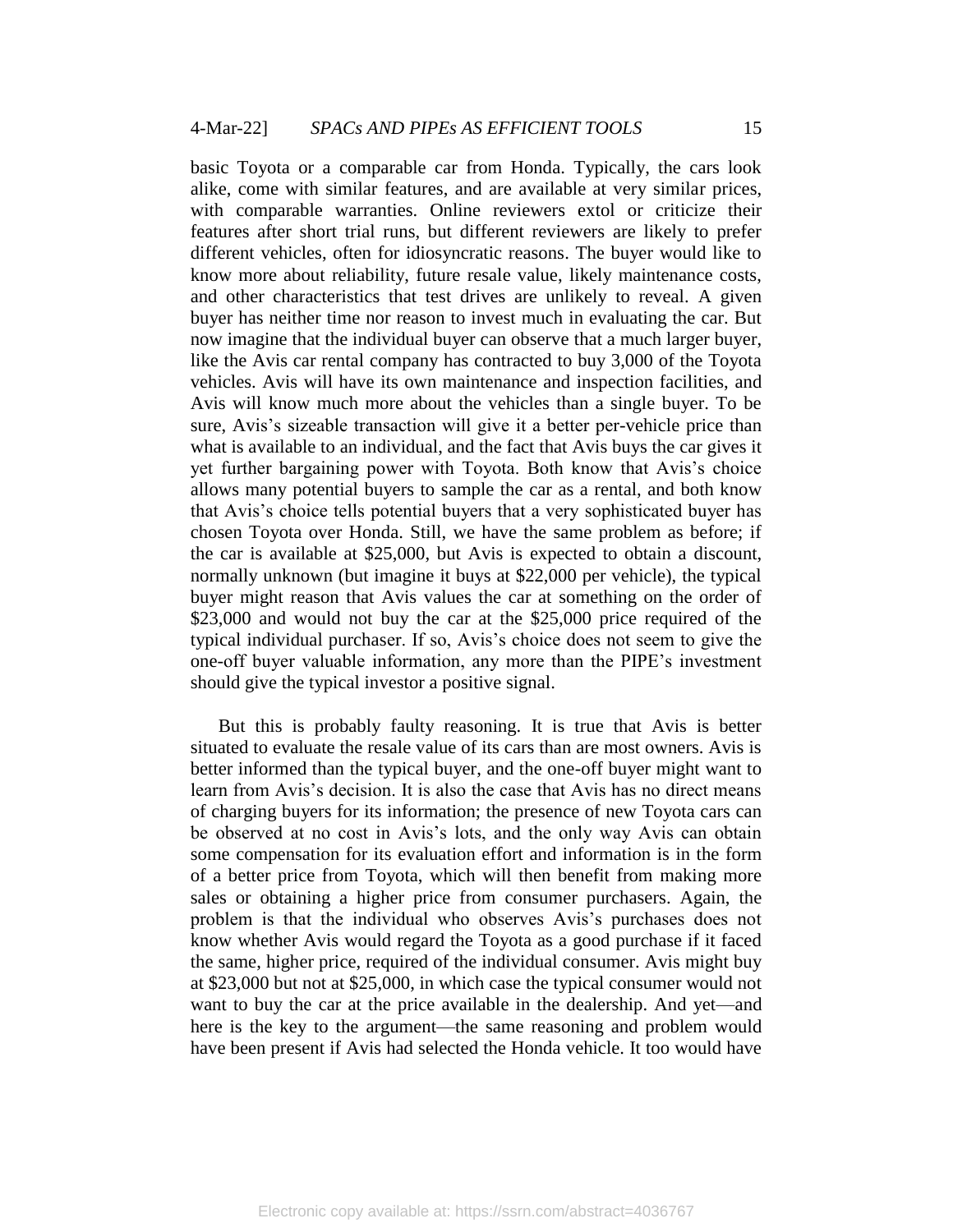basic Toyota or a comparable car from Honda. Typically, the cars look alike, come with similar features, and are available at very similar prices, with comparable warranties. Online reviewers extol or criticize their features after short trial runs, but different reviewers are likely to prefer different vehicles, often for idiosyncratic reasons. The buyer would like to know more about reliability, future resale value, likely maintenance costs, and other characteristics that test drives are unlikely to reveal. A given buyer has neither time nor reason to invest much in evaluating the car. But now imagine that the individual buyer can observe that a much larger buyer, like the Avis car rental company has contracted to buy 3,000 of the Toyota vehicles. Avis will have its own maintenance and inspection facilities, and Avis will know much more about the vehicles than a single buyer. To be sure, Avis's sizeable transaction will give it a better per-vehicle price than what is available to an individual, and the fact that Avis buys the car gives it yet further bargaining power with Toyota. Both know that Avis's choice allows many potential buyers to sample the car as a rental, and both know that Avis's choice tells potential buyers that a very sophisticated buyer has chosen Toyota over Honda. Still, we have the same problem as before; if the car is available at $25,000, but Avis is expected to obtain a discount, normally unknown (but imagine it buys at $22,000 per vehicle), the typical buyer might reason that Avis values the car at something on the order of $23,000 and would not buy the car at the $25,000 price required of the typical individual purchaser. If so, Avis's choice does not seem to give the one-off buyer valuable information, any more than the PIPE's investment should give the typical investor a positive signal.

But this is probably faulty reasoning. It is true that Avis is better situated to evaluate the resale value of its cars than are most owners. Avis is better informed than the typical buyer, and the one-off buyer might want to learn from Avis's decision. It is also the case that Avis has no direct means of charging buyers for its information; the presence of new Toyota cars can be observed at no cost in Avis's lots, and the only way Avis can obtain some compensation for its evaluation effort and information is in the form of a better price from Toyota, which will then benefit from making more sales or obtaining a higher price from consumer purchasers. Again, the problem is that the individual who observes Avis's purchases does not know whether Avis would regard the Toyota as a good purchase if it faced the same, higher price, required of the individual consumer. Avis might buy at $23,000 but not at $25,000, in which case the typical consumer would not want to buy the car at the price available in the dealership. And yet—and here is the key to the argument—the same reasoning and problem would have been present if Avis had selected the Honda vehicle. It too would have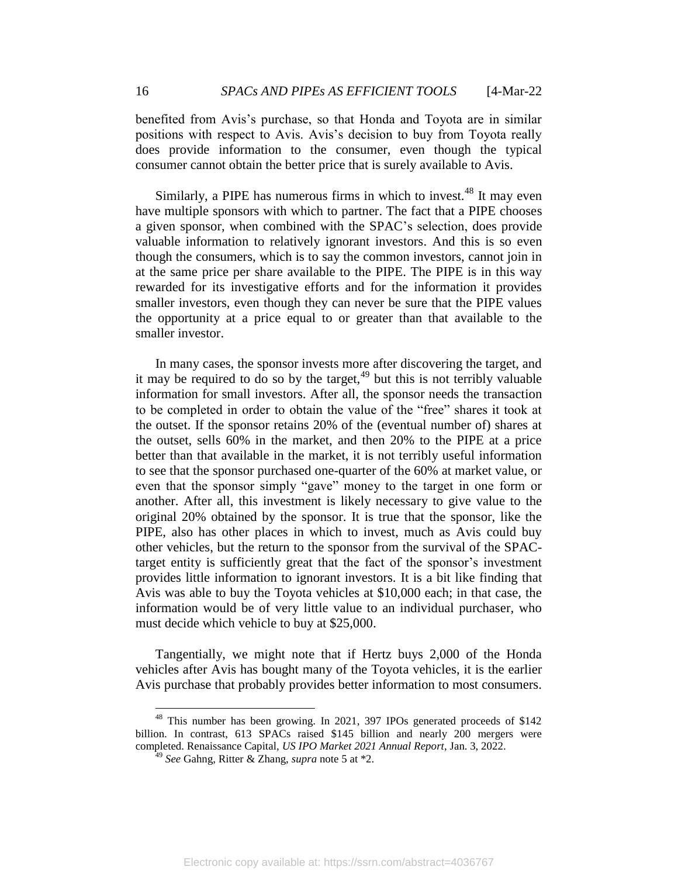benefited from Avis's purchase, so that Honda and Toyota are in similar positions with respect to Avis. Avis's decision to buy from Toyota really does provide information to the consumer, even though the typical consumer cannot obtain the better price that is surely available to Avis.

Similarly, a PIPE has numerous firms in which to invest.[48] It may even have multiple sponsors with which to partner. The fact that a PIPE chooses a given sponsor, when combined with the SPAC's selection, does provide valuable information to relatively ignorant investors. And this is so even though the consumers, which is to say the common investors, cannot join in at the same price per share available to the PIPE. The PIPE is in this way rewarded for its investigative efforts and for the information it provides smaller investors, even though they can never be sure that the PIPE values the opportunity at a price equal to or greater than that available to the smaller investor.

In many cases, the sponsor invests more after discovering the target, and it may be required to do so by the target,[49] but this is not terribly valuable information for small investors. After all, the sponsor needs the transaction to be completed in order to obtain the value of the "free" shares it took at the outset. If the sponsor retains 20% of the (eventual number of) shares at the outset, sells 60% in the market, and then 20% to the PIPE at a price better than that available in the market, it is not terribly useful information to see that the sponsor purchased one-quarter of the 60% at market value, or even that the sponsor simply "gave" money to the target in one form or another. After all, this investment is likely necessary to give value to the original 20% obtained by the sponsor. It is true that the sponsor, like the PIPE, also has other places in which to invest, much as Avis could buy other vehicles, but the return to the sponsor from the survival of the SPAC-target entity is sufficiently great that the fact of the sponsor's investment provides little information to ignorant investors. It is a bit like finding that Avis was able to buy the Toyota vehicles at $10,000 each; in that case, the information would be of very little value to an individual purchaser, who must decide which vehicle to buy at $25,000.

Tangentially, we might note that if Hertz buys 2,000 of the Honda vehicles after Avis has bought many of the Toyota vehicles, it is the earlier Avis purchase that probably provides better information to most consumers.

---

[48] This number has been growing. In 2021, 397 IPOs generated proceeds of $142 billion. In contrast, 613 SPACs raised $145 billion and nearly 200 mergers were completed. Renaissance Capital, *US IPO Market 2021 Annual Report*, Jan. 3, 2022.

[49] *See* Gahng, Ritter & Zhang, *supra* note 5 at *2.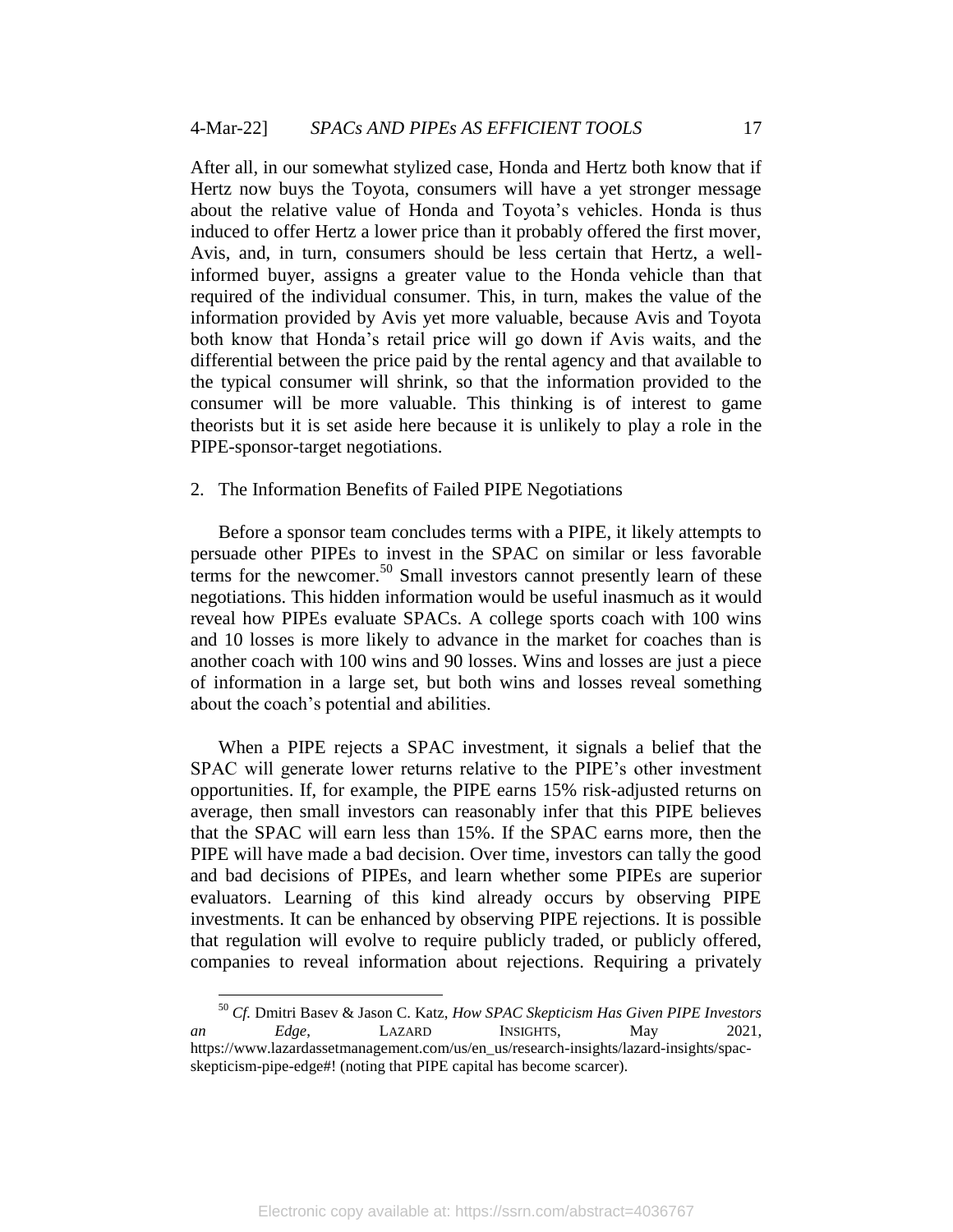After all, in our somewhat stylized case, Honda and Hertz both know that if Hertz now buys the Toyota, consumers will have a yet stronger message about the relative value of Honda and Toyota's vehicles. Honda is thus induced to offer Hertz a lower price than it probably offered the first mover, Avis, and, in turn, consumers should be less certain that Hertz, a well-informed buyer, assigns a greater value to the Honda vehicle than that required of the individual consumer. This, in turn, makes the value of the information provided by Avis yet more valuable, because Avis and Toyota both know that Honda's retail price will go down if Avis waits, and the differential between the price paid by the rental agency and that available to the typical consumer will shrink, so that the information provided to the consumer will be more valuable. This thinking is of interest to game theorists but it is set aside here because it is unlikely to play a role in the PIPE-sponsor-target negotiations.

2. The Information Benefits of Failed PIPE Negotiations

Before a sponsor team concludes terms with a PIPE, it likely attempts to persuade other PIPEs to invest in the SPAC on similar or less favorable terms for the newcomer.[50] Small investors cannot presently learn of these negotiations. This hidden information would be useful inasmuch as it would reveal how PIPEs evaluate SPACs. A college sports coach with 100 wins and 10 losses is more likely to advance in the market for coaches than is another coach with 100 wins and 90 losses. Wins and losses are just a piece of information in a large set, but both wins and losses reveal something about the coach's potential and abilities.

When a PIPE rejects a SPAC investment, it signals a belief that the SPAC will generate lower returns relative to the PIPE's other investment opportunities. If, for example, the PIPE earns 15% risk-adjusted returns on average, then small investors can reasonably infer that this PIPE believes that the SPAC will earn less than 15%. If the SPAC earns more, then the PIPE will have made a bad decision. Over time, investors can tally the good and bad decisions of PIPEs, and learn whether some PIPEs are superior evaluators. Learning of this kind already occurs by observing PIPE investments. It can be enhanced by observing PIPE rejections. It is possible that regulation will evolve to require publicly traded, or publicly offered, companies to reveal information about rejections. Requiring a privately

---

[50] *Cf.* Dmitri Basev & Jason C. Katz, *How SPAC Skepticism Has Given PIPE Investors an Edge*, LAZARD INSIGHTS, May 2021, https://www.lazardassetmanagement.com/us/en_us/research-insights/lazard-insights/spac-skepticism-pipe-edge#! (noting that PIPE capital has become scarcer).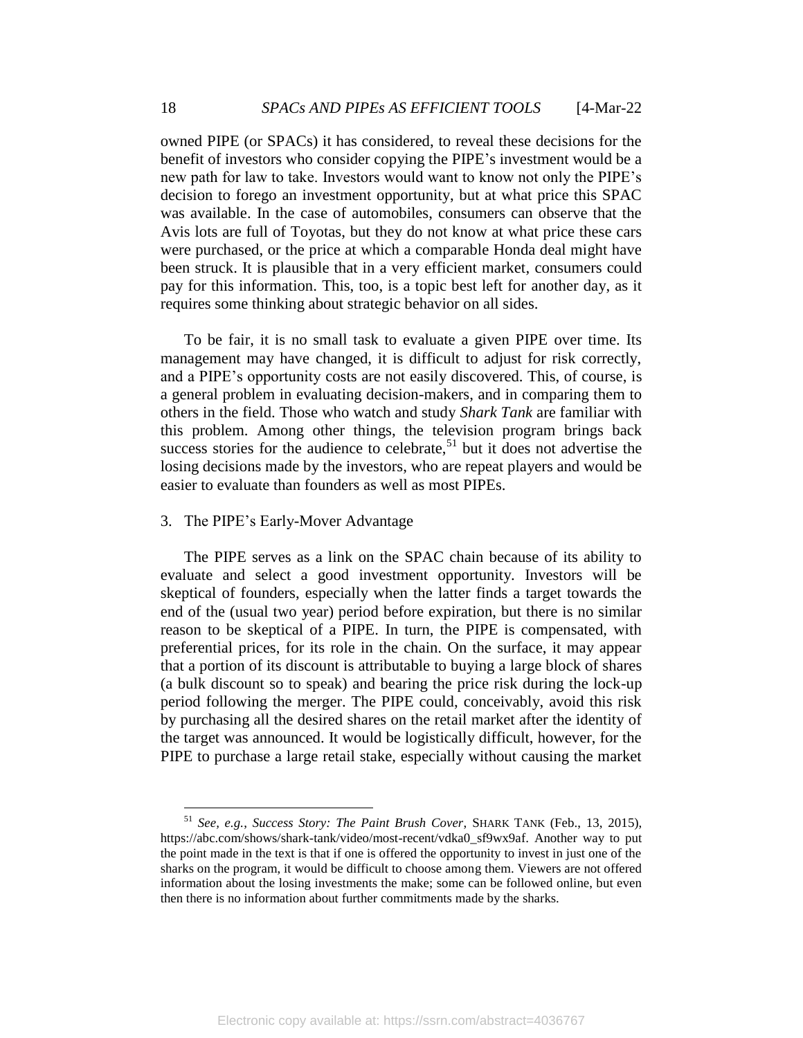owned PIPE (or SPACs) it has considered, to reveal these decisions for the benefit of investors who consider copying the PIPE's investment would be a new path for law to take. Investors would want to know not only the PIPE's decision to forego an investment opportunity, but at what price this SPAC was available. In the case of automobiles, consumers can observe that the Avis lots are full of Toyotas, but they do not know at what price these cars were purchased, or the price at which a comparable Honda deal might have been struck. It is plausible that in a very efficient market, consumers could pay for this information. This, too, is a topic best left for another day, as it requires some thinking about strategic behavior on all sides.

To be fair, it is no small task to evaluate a given PIPE over time. Its management may have changed, it is difficult to adjust for risk correctly, and a PIPE's opportunity costs are not easily discovered. This, of course, is a general problem in evaluating decision-makers, and in comparing them to others in the field. Those who watch and study *Shark Tank* are familiar with this problem. Among other things, the television program brings back success stories for the audience to celebrate,[51] but it does not advertise the losing decisions made by the investors, who are repeat players and would be easier to evaluate than founders as well as most PIPEs.

3. The PIPE's Early-Mover Advantage

The PIPE serves as a link on the SPAC chain because of its ability to evaluate and select a good investment opportunity. Investors will be skeptical of founders, especially when the latter finds a target towards the end of the (usual two year) period before expiration, but there is no similar reason to be skeptical of a PIPE. In turn, the PIPE is compensated, with preferential prices, for its role in the chain. On the surface, it may appear that a portion of its discount is attributable to buying a large block of shares (a bulk discount so to speak) and bearing the price risk during the lock-up period following the merger. The PIPE could, conceivably, avoid this risk by purchasing all the desired shares on the retail market after the identity of the target was announced. It would be logistically difficult, however, for the PIPE to purchase a large retail stake, especially without causing the market

---

[51] *See, e.g.*, *Success Story: The Paint Brush Cover*, SHARK TANK (Feb., 13, 2015), https://abc.com/shows/shark-tank/video/most-recent/vdka0_sf9wx9af. Another way to put the point made in the text is that if one is offered the opportunity to invest in just one of the sharks on the program, it would be difficult to choose among them. Viewers are not offered information about the losing investments the make; some can be followed online, but even then there is no information about further commitments made by the sharks.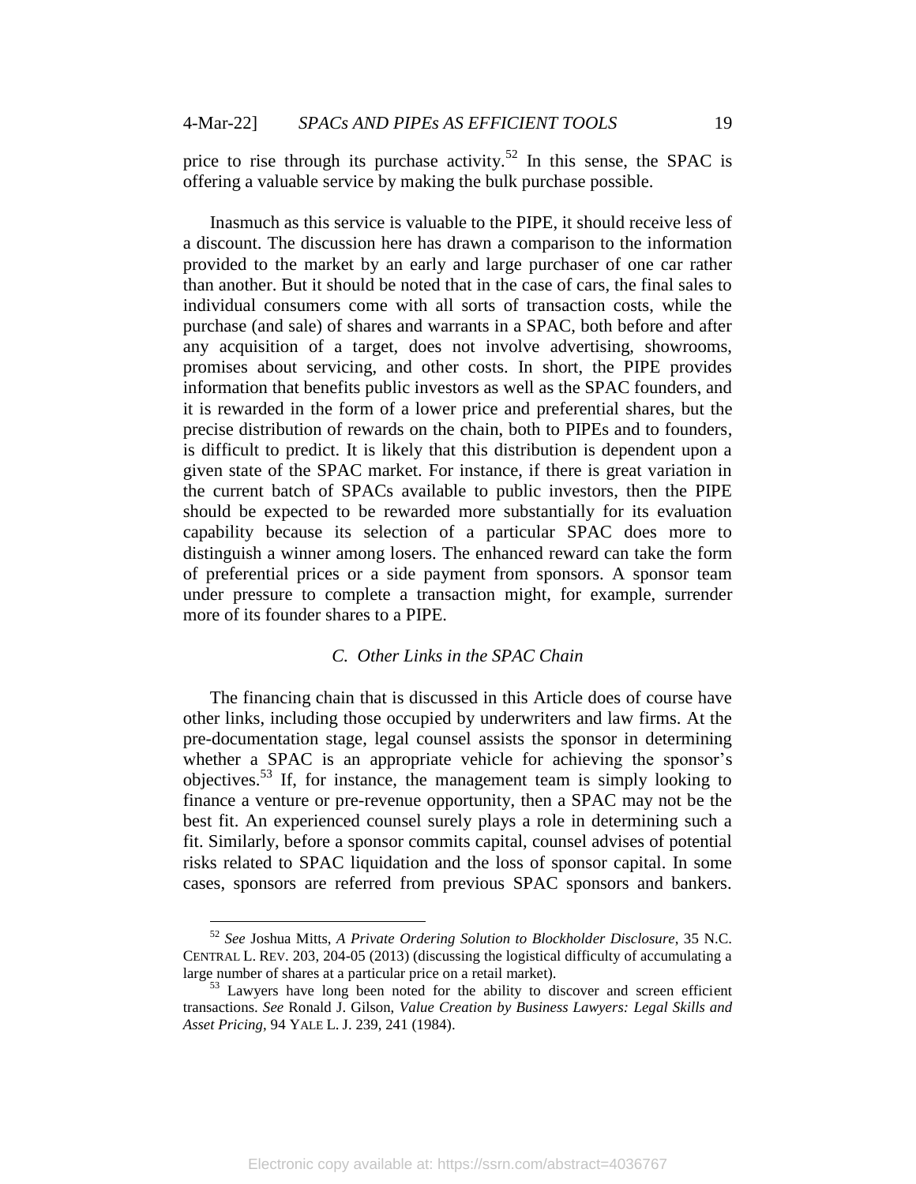price to rise through its purchase activity.[52] In this sense, the SPAC is offering a valuable service by making the bulk purchase possible.

Inasmuch as this service is valuable to the PIPE, it should receive less of a discount. The discussion here has drawn a comparison to the information provided to the market by an early and large purchaser of one car rather than another. But it should be noted that in the case of cars, the final sales to individual consumers come with all sorts of transaction costs, while the purchase (and sale) of shares and warrants in a SPAC, both before and after any acquisition of a target, does not involve advertising, showrooms, promises about servicing, and other costs. In short, the PIPE provides information that benefits public investors as well as the SPAC founders, and it is rewarded in the form of a lower price and preferential shares, but the precise distribution of rewards on the chain, both to PIPEs and to founders, is difficult to predict. It is likely that this distribution is dependent upon a given state of the SPAC market. For instance, if there is great variation in the current batch of SPACs available to public investors, then the PIPE should be expected to be rewarded more substantially for its evaluation capability because its selection of a particular SPAC does more to distinguish a winner among losers. The enhanced reward can take the form of preferential prices or a side payment from sponsors. A sponsor team under pressure to complete a transaction might, for example, surrender more of its founder shares to a PIPE.

### *C. Other Links in the SPAC Chain*

The financing chain that is discussed in this Article does of course have other links, including those occupied by underwriters and law firms. At the pre-documentation stage, legal counsel assists the sponsor in determining whether a SPAC is an appropriate vehicle for achieving the sponsor's objectives.[53] If, for instance, the management team is simply looking to finance a venture or pre-revenue opportunity, then a SPAC may not be the best fit. An experienced counsel surely plays a role in determining such a fit. Similarly, before a sponsor commits capital, counsel advises of potential risks related to SPAC liquidation and the loss of sponsor capital. In some cases, sponsors are referred from previous SPAC sponsors and bankers.

---

[52] *See* Joshua Mitts, *A Private Ordering Solution to Blockholder Disclosure*, 35 N.C. CENTRAL L. REV. 203, 204-05 (2013) (discussing the logistical difficulty of accumulating a large number of shares at a particular price on a retail market).

[53] Lawyers have long been noted for the ability to discover and screen efficient transactions. *See* Ronald J. Gilson, *Value Creation by Business Lawyers: Legal Skills and Asset Pricing*, 94 YALE L. J. 239, 241 (1984).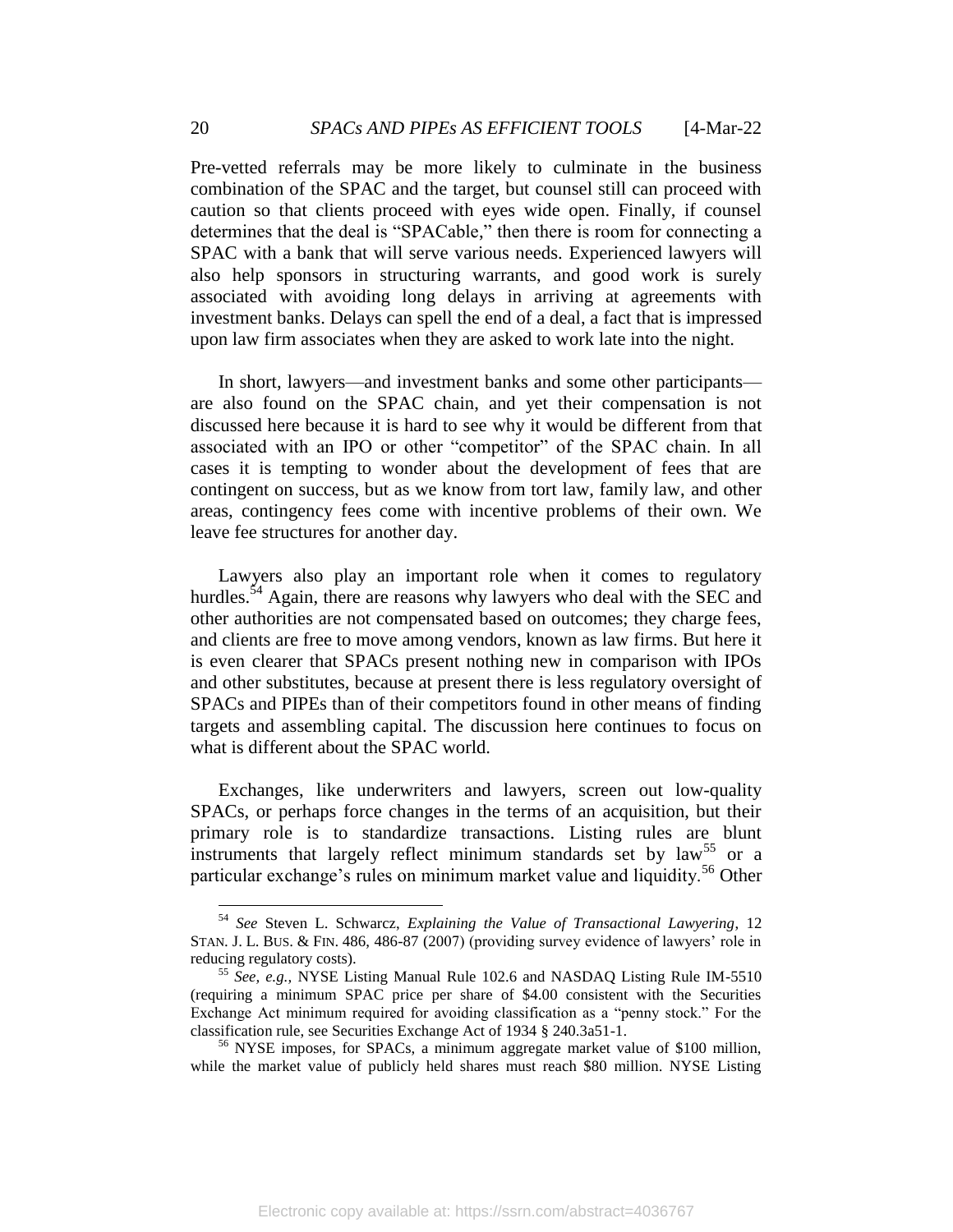Pre-vetted referrals may be more likely to culminate in the business combination of the SPAC and the target, but counsel still can proceed with caution so that clients proceed with eyes wide open. Finally, if counsel determines that the deal is "SPACable," then there is room for connecting a SPAC with a bank that will serve various needs. Experienced lawyers will also help sponsors in structuring warrants, and good work is surely associated with avoiding long delays in arriving at agreements with investment banks. Delays can spell the end of a deal, a fact that is impressed upon law firm associates when they are asked to work late into the night.

In short, lawyers—and investment banks and some other participants—are also found on the SPAC chain, and yet their compensation is not discussed here because it is hard to see why it would be different from that associated with an IPO or other "competitor" of the SPAC chain. In all cases it is tempting to wonder about the development of fees that are contingent on success, but as we know from tort law, family law, and other areas, contingency fees come with incentive problems of their own. We leave fee structures for another day.

Lawyers also play an important role when it comes to regulatory hurdles.[54] Again, there are reasons why lawyers who deal with the SEC and other authorities are not compensated based on outcomes; they charge fees, and clients are free to move among vendors, known as law firms. But here it is even clearer that SPACs present nothing new in comparison with IPOs and other substitutes, because at present there is less regulatory oversight of SPACs and PIPEs than of their competitors found in other means of finding targets and assembling capital. The discussion here continues to focus on what is different about the SPAC world.

Exchanges, like underwriters and lawyers, screen out low-quality SPACs, or perhaps force changes in the terms of an acquisition, but their primary role is to standardize transactions. Listing rules are blunt instruments that largely reflect minimum standards set by law[55] or a particular exchange's rules on minimum market value and liquidity.[56] Other

---

[54] *See* Steven L. Schwarcz, *Explaining the Value of Transactional Lawyering*, 12 STAN. J. L. BUS. & FIN. 486, 486-87 (2007) (providing survey evidence of lawyers' role in reducing regulatory costs).

[55] *See, e.g.,* NYSE Listing Manual Rule 102.6 and NASDAQ Listing Rule IM-5510 (requiring a minimum SPAC price per share of $4.00 consistent with the Securities Exchange Act minimum required for avoiding classification as a "penny stock." For the classification rule, see Securities Exchange Act of 1934 § 240.3a51-1.

[56] NYSE imposes, for SPACs, a minimum aggregate market value of $100 million, while the market value of publicly held shares must reach $80 million. NYSE Listing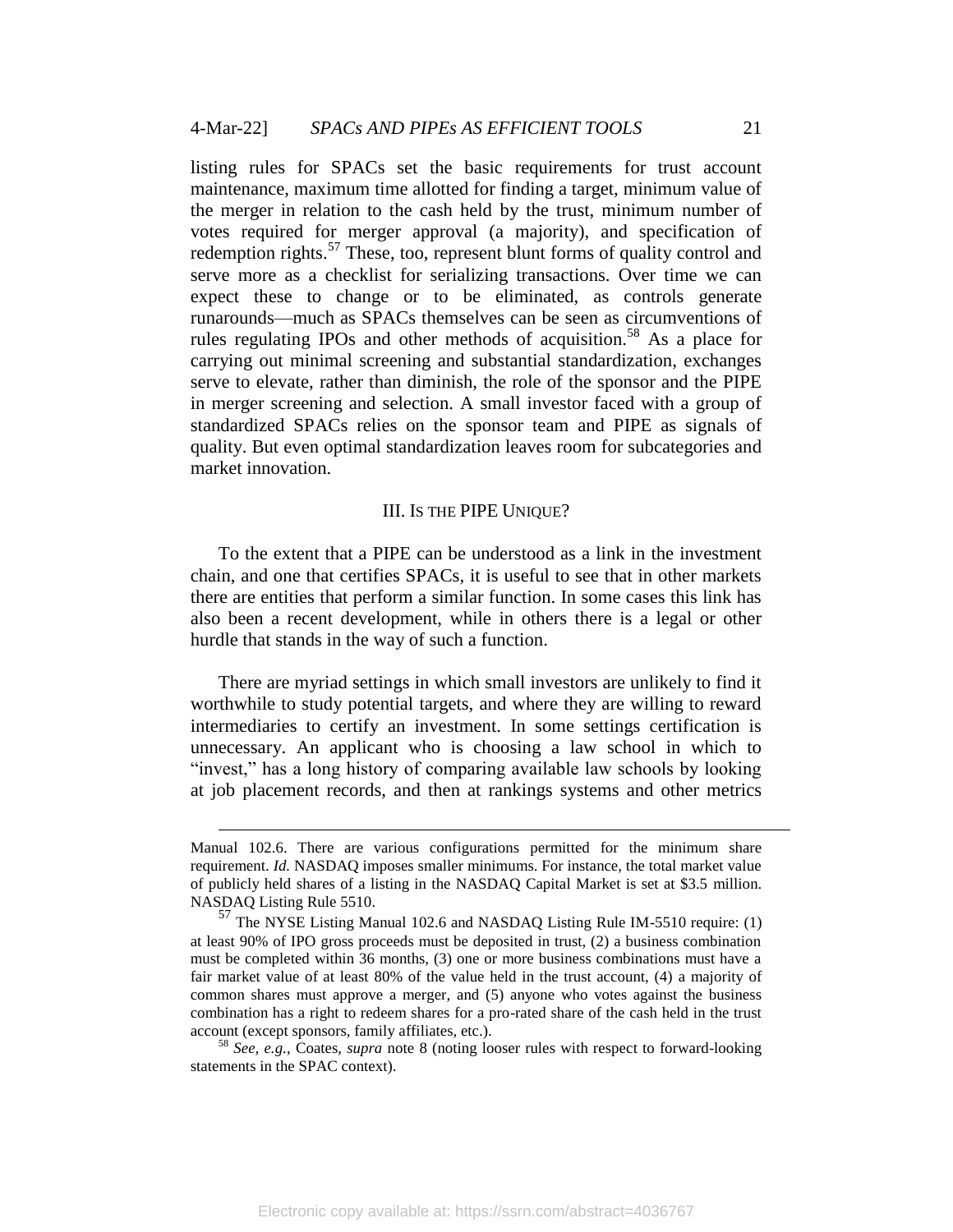listing rules for SPACs set the basic requirements for trust account maintenance, maximum time allotted for finding a target, minimum value of the merger in relation to the cash held by the trust, minimum number of votes required for merger approval (a majority), and specification of redemption rights.[57] These, too, represent blunt forms of quality control and serve more as a checklist for serializing transactions. Over time we can expect these to change or to be eliminated, as controls generate runarounds—much as SPACs themselves can be seen as circumventions of rules regulating IPOs and other methods of acquisition.[58] As a place for carrying out minimal screening and substantial standardization, exchanges serve to elevate, rather than diminish, the role of the sponsor and the PIPE in merger screening and selection. A small investor faced with a group of standardized SPACs relies on the sponsor team and PIPE as signals of quality. But even optimal standardization leaves room for subcategories and market innovation.

## III. Is the PIPE Unique?

To the extent that a PIPE can be understood as a link in the investment chain, and one that certifies SPACs, it is useful to see that in other markets there are entities that perform a similar function. In some cases this link has also been a recent development, while in others there is a legal or other hurdle that stands in the way of such a function.

There are myriad settings in which small investors are unlikely to find it worthwhile to study potential targets, and where they are willing to reward intermediaries to certify an investment. In some settings certification is unnecessary. An applicant who is choosing a law school in which to "invest," has a long history of comparing available law schools by looking at job placement records, and then at rankings systems and other metrics

---

Manual 102.6. There are various configurations permitted for the minimum share requirement. *Id.* NASDAQ imposes smaller minimums. For instance, the total market value of publicly held shares of a listing in the NASDAQ Capital Market is set at $3.5 million. NASDAQ Listing Rule 5510.

[57] The NYSE Listing Manual 102.6 and NASDAQ Listing Rule IM-5510 require: (1) at least 90% of IPO gross proceeds must be deposited in trust, (2) a business combination must be completed within 36 months, (3) one or more business combinations must have a fair market value of at least 80% of the value held in the trust account, (4) a majority of common shares must approve a merger, and (5) anyone who votes against the business combination has a right to redeem shares for a pro-rated share of the cash held in the trust account (except sponsors, family affiliates, etc.).

[58] *See, e.g.*, Coates, *supra* note 8 (noting looser rules with respect to forward-looking statements in the SPAC context).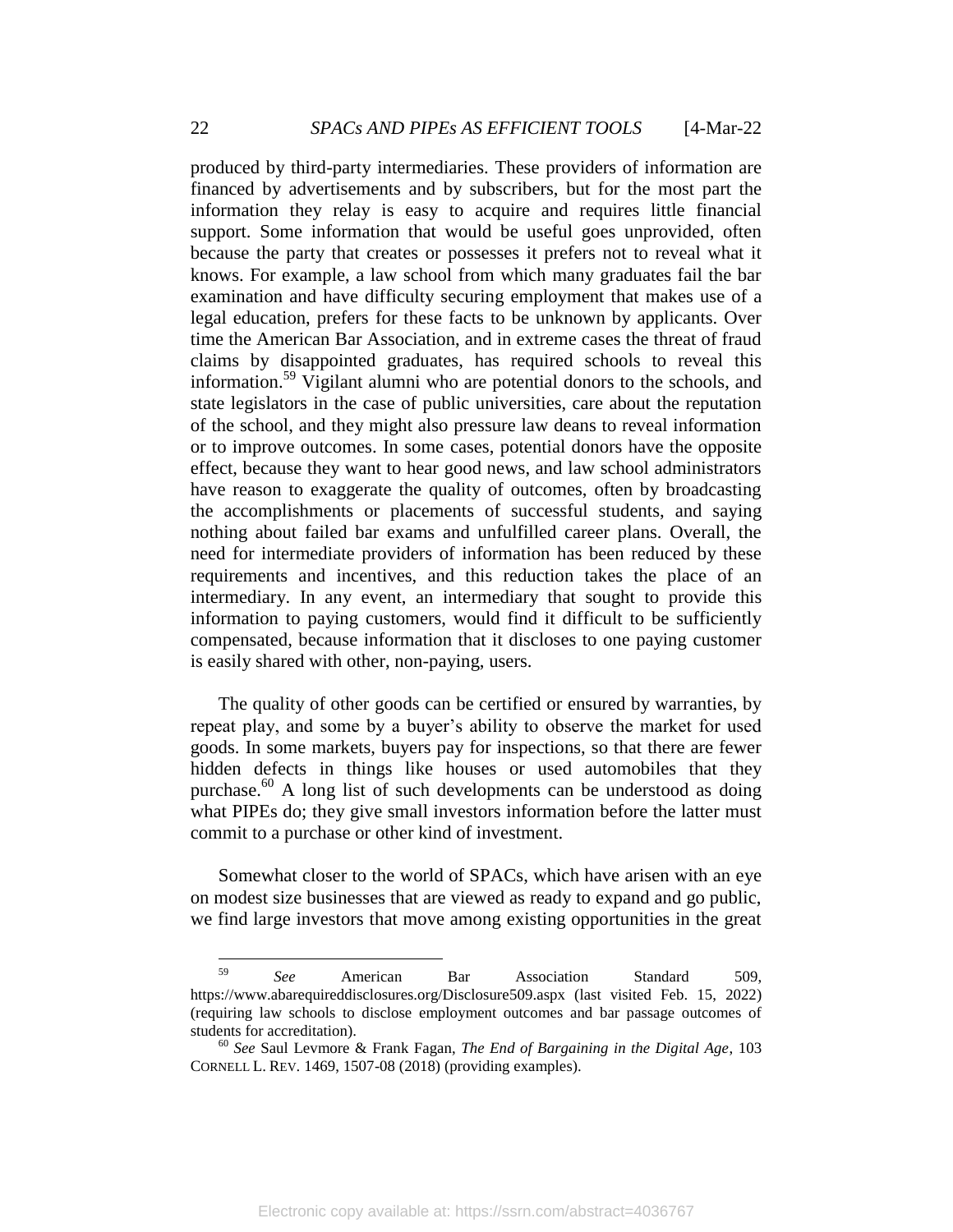produced by third-party intermediaries. These providers of information are financed by advertisements and by subscribers, but for the most part the information they relay is easy to acquire and requires little financial support. Some information that would be useful goes unprovided, often because the party that creates or possesses it prefers not to reveal what it knows. For example, a law school from which many graduates fail the bar examination and have difficulty securing employment that makes use of a legal education, prefers for these facts to be unknown by applicants. Over time the American Bar Association, and in extreme cases the threat of fraud claims by disappointed graduates, has required schools to reveal this information.[59] Vigilant alumni who are potential donors to the schools, and state legislators in the case of public universities, care about the reputation of the school, and they might also pressure law deans to reveal information or to improve outcomes. In some cases, potential donors have the opposite effect, because they want to hear good news, and law school administrators have reason to exaggerate the quality of outcomes, often by broadcasting the accomplishments or placements of successful students, and saying nothing about failed bar exams and unfulfilled career plans. Overall, the need for intermediate providers of information has been reduced by these requirements and incentives, and this reduction takes the place of an intermediary. In any event, an intermediary that sought to provide this information to paying customers, would find it difficult to be sufficiently compensated, because information that it discloses to one paying customer is easily shared with other, non-paying, users.

The quality of other goods can be certified or ensured by warranties, by repeat play, and some by a buyer's ability to observe the market for used goods. In some markets, buyers pay for inspections, so that there are fewer hidden defects in things like houses or used automobiles that they purchase.[60] A long list of such developments can be understood as doing what PIPEs do; they give small investors information before the latter must commit to a purchase or other kind of investment.

Somewhat closer to the world of SPACs, which have arisen with an eye on modest size businesses that are viewed as ready to expand and go public, we find large investors that move among existing opportunities in the great

---

[59] *See* American Bar Association Standard 509, https://www.abarequireddisclosures.org/Disclosure509.aspx (last visited Feb. 15, 2022) (requiring law schools to disclose employment outcomes and bar passage outcomes of students for accreditation).

[60] *See* Saul Levmore & Frank Fagan, *The End of Bargaining in the Digital Age*, 103 CORNELL L. REV. 1469, 1507-08 (2018) (providing examples).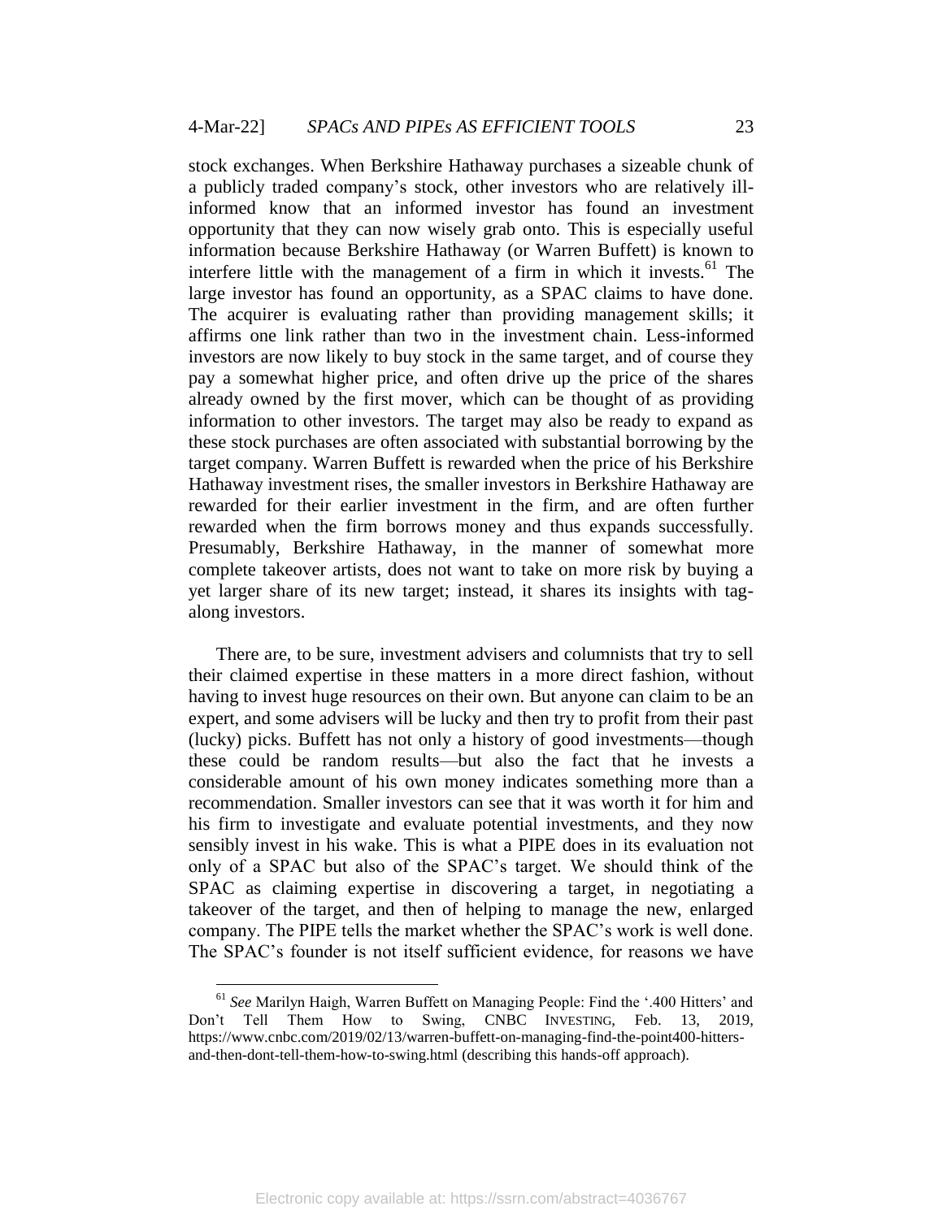stock exchanges. When Berkshire Hathaway purchases a sizeable chunk of a publicly traded company's stock, other investors who are relatively ill-informed know that an informed investor has found an investment opportunity that they can now wisely grab onto. This is especially useful information because Berkshire Hathaway (or Warren Buffett) is known to interfere little with the management of a firm in which it invests.[61] The large investor has found an opportunity, as a SPAC claims to have done. The acquirer is evaluating rather than providing management skills; it affirms one link rather than two in the investment chain. Less-informed investors are now likely to buy stock in the same target, and of course they pay a somewhat higher price, and often drive up the price of the shares already owned by the first mover, which can be thought of as providing information to other investors. The target may also be ready to expand as these stock purchases are often associated with substantial borrowing by the target company. Warren Buffett is rewarded when the price of his Berkshire Hathaway investment rises, the smaller investors in Berkshire Hathaway are rewarded for their earlier investment in the firm, and are often further rewarded when the firm borrows money and thus expands successfully. Presumably, Berkshire Hathaway, in the manner of somewhat more complete takeover artists, does not want to take on more risk by buying a yet larger share of its new target; instead, it shares its insights with tag-along investors.

There are, to be sure, investment advisers and columnists that try to sell their claimed expertise in these matters in a more direct fashion, without having to invest huge resources on their own. But anyone can claim to be an expert, and some advisers will be lucky and then try to profit from their past (lucky) picks. Buffett has not only a history of good investments—though these could be random results—but also the fact that he invests a considerable amount of his own money indicates something more than a recommendation. Smaller investors can see that it was worth it for him and his firm to investigate and evaluate potential investments, and they now sensibly invest in his wake. This is what a PIPE does in its evaluation not only of a SPAC but also of the SPAC's target. We should think of the SPAC as claiming expertise in discovering a target, in negotiating a takeover of the target, and then of helping to manage the new, enlarged company. The PIPE tells the market whether the SPAC's work is well done. The SPAC's founder is not itself sufficient evidence, for reasons we have

---

[61] *See* Marilyn Haigh, Warren Buffett on Managing People: Find the '.400 Hitters' and Don't Tell Them How to Swing, CNBC INVESTING, Feb. 13, 2019, https://www.cnbc.com/2019/02/13/warren-buffett-on-managing-find-the-point400-hitters-and-then-dont-tell-them-how-to-swing.html (describing this hands-off approach).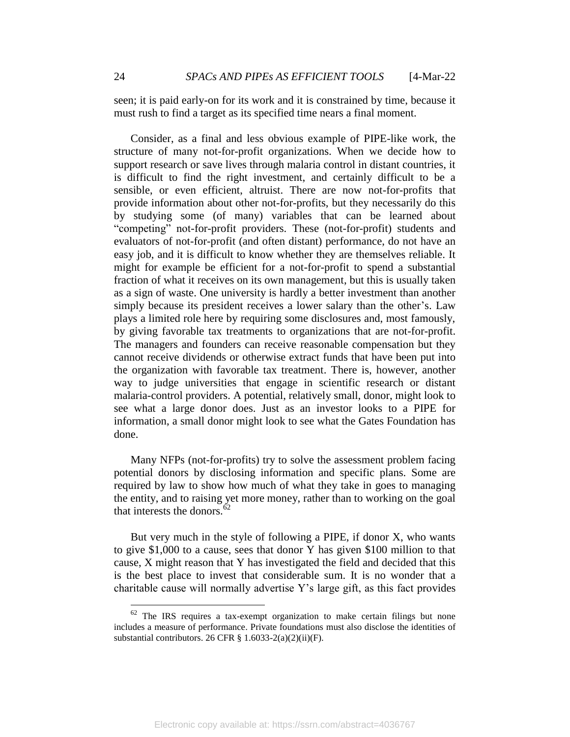seen; it is paid early-on for its work and it is constrained by time, because it must rush to find a target as its specified time nears a final moment.

Consider, as a final and less obvious example of PIPE-like work, the structure of many not-for-profit organizations. When we decide how to support research or save lives through malaria control in distant countries, it is difficult to find the right investment, and certainly difficult to be a sensible, or even efficient, altruist. There are now not-for-profits that provide information about other not-for-profits, but they necessarily do this by studying some (of many) variables that can be learned about "competing" not-for-profit providers. These (not-for-profit) students and evaluators of not-for-profit (and often distant) performance, do not have an easy job, and it is difficult to know whether they are themselves reliable. It might for example be efficient for a not-for-profit to spend a substantial fraction of what it receives on its own management, but this is usually taken as a sign of waste. One university is hardly a better investment than another simply because its president receives a lower salary than the other's. Law plays a limited role here by requiring some disclosures and, most famously, by giving favorable tax treatments to organizations that are not-for-profit. The managers and founders can receive reasonable compensation but they cannot receive dividends or otherwise extract funds that have been put into the organization with favorable tax treatment. There is, however, another way to judge universities that engage in scientific research or distant malaria-control providers. A potential, relatively small, donor, might look to see what a large donor does. Just as an investor looks to a PIPE for information, a small donor might look to see what the Gates Foundation has done.

Many NFPs (not-for-profits) try to solve the assessment problem facing potential donors by disclosing information and specific plans. Some are required by law to show how much of what they take in goes to managing the entity, and to raising yet more money, rather than to working on the goal that interests the donors.[62]

But very much in the style of following a PIPE, if donor X, who wants to give $1,000 to a cause, sees that donor Y has given $100 million to that cause, X might reason that Y has investigated the field and decided that this is the best place to invest that considerable sum. It is no wonder that a charitable cause will normally advertise Y's large gift, as this fact provides

---

[62] The IRS requires a tax-exempt organization to make certain filings but none includes a measure of performance. Private foundations must also disclose the identities of substantial contributors. 26 CFR § 1.6033-2(a)(2)(ii)(F).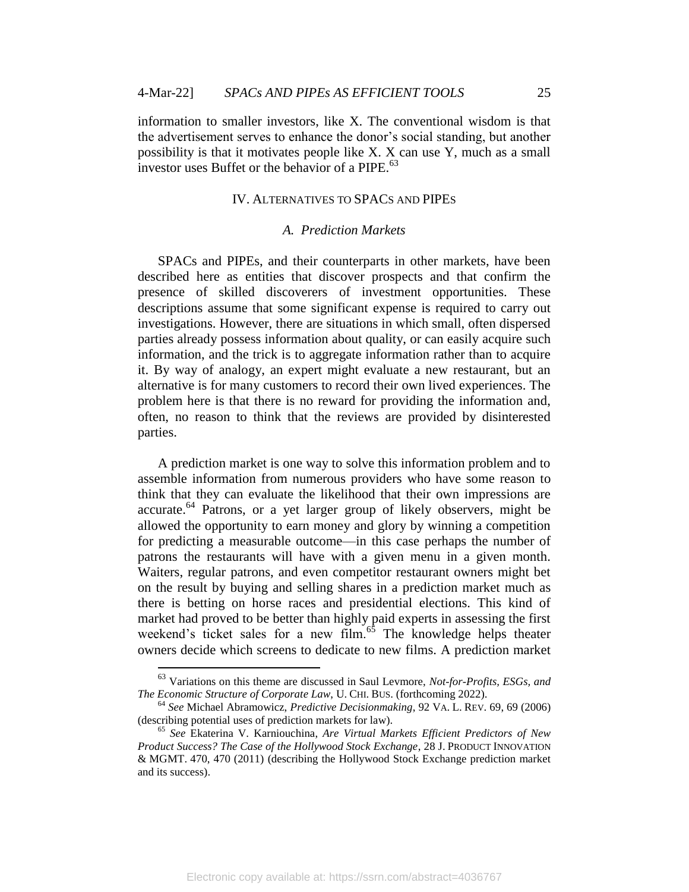information to smaller investors, like X. The conventional wisdom is that the advertisement serves to enhance the donor's social standing, but another possibility is that it motivates people like X. X can use Y, much as a small investor uses Buffet or the behavior of a PIPE.[63]

## IV. ALTERNATIVES TO SPACS AND PIPES

### *A. Prediction Markets*

SPACs and PIPEs, and their counterparts in other markets, have been described here as entities that discover prospects and that confirm the presence of skilled discoverers of investment opportunities. These descriptions assume that some significant expense is required to carry out investigations. However, there are situations in which small, often dispersed parties already possess information about quality, or can easily acquire such information, and the trick is to aggregate information rather than to acquire it. By way of analogy, an expert might evaluate a new restaurant, but an alternative is for many customers to record their own lived experiences. The problem here is that there is no reward for providing the information and, often, no reason to think that the reviews are provided by disinterested parties.

A prediction market is one way to solve this information problem and to assemble information from numerous providers who have some reason to think that they can evaluate the likelihood that their own impressions are accurate.[64] Patrons, or a yet larger group of likely observers, might be allowed the opportunity to earn money and glory by winning a competition for predicting a measurable outcome—in this case perhaps the number of patrons the restaurants will have with a given menu in a given month. Waiters, regular patrons, and even competitor restaurant owners might bet on the result by buying and selling shares in a prediction market much as there is betting on horse races and presidential elections. This kind of market had proved to be better than highly paid experts in assessing the first weekend's ticket sales for a new film.[65] The knowledge helps theater owners decide which screens to dedicate to new films. A prediction market

---

[63] Variations on this theme are discussed in Saul Levmore, *Not-for-Profits, ESGs, and The Economic Structure of Corporate Law*, U. CHI. BUS. (forthcoming 2022).

[64] *See* Michael Abramowicz, *Predictive Decisionmaking*, 92 VA. L. REV. 69, 69 (2006) (describing potential uses of prediction markets for law).

[65] *See* Ekaterina V. Karniouchina, *Are Virtual Markets Efficient Predictors of New Product Success? The Case of the Hollywood Stock Exchange*, 28 J. PRODUCT INNOVATION & MGMT. 470, 470 (2011) (describing the Hollywood Stock Exchange prediction market and its success).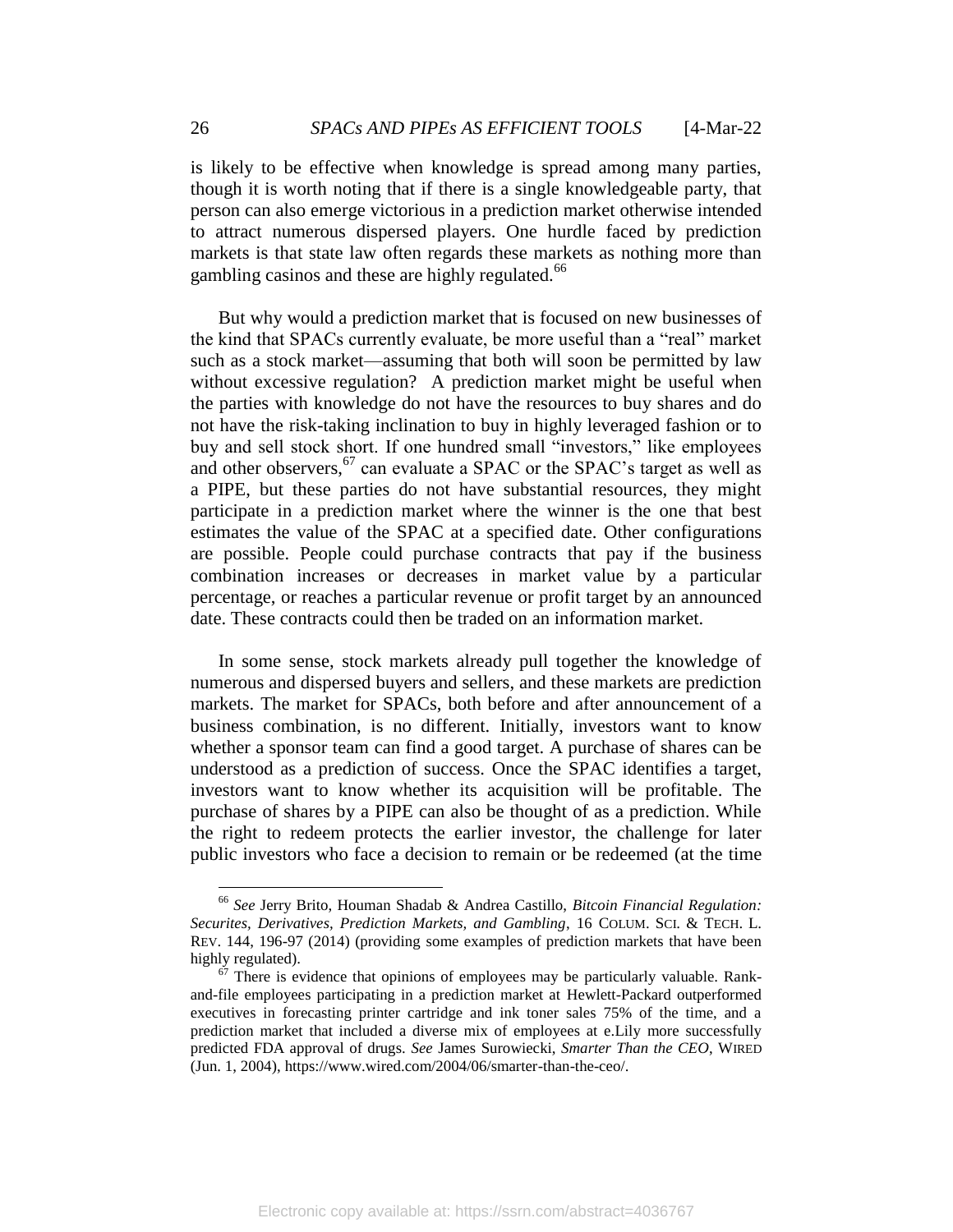is likely to be effective when knowledge is spread among many parties, though it is worth noting that if there is a single knowledgeable party, that person can also emerge victorious in a prediction market otherwise intended to attract numerous dispersed players. One hurdle faced by prediction markets is that state law often regards these markets as nothing more than gambling casinos and these are highly regulated.[66]

But why would a prediction market that is focused on new businesses of the kind that SPACs currently evaluate, be more useful than a "real" market such as a stock market—assuming that both will soon be permitted by law without excessive regulation? A prediction market might be useful when the parties with knowledge do not have the resources to buy shares and do not have the risk-taking inclination to buy in highly leveraged fashion or to buy and sell stock short. If one hundred small "investors," like employees and other observers,[67] can evaluate a SPAC or the SPAC's target as well as a PIPE, but these parties do not have substantial resources, they might participate in a prediction market where the winner is the one that best estimates the value of the SPAC at a specified date. Other configurations are possible. People could purchase contracts that pay if the business combination increases or decreases in market value by a particular percentage, or reaches a particular revenue or profit target by an announced date. These contracts could then be traded on an information market.

In some sense, stock markets already pull together the knowledge of numerous and dispersed buyers and sellers, and these markets are prediction markets. The market for SPACs, both before and after announcement of a business combination, is no different. Initially, investors want to know whether a sponsor team can find a good target. A purchase of shares can be understood as a prediction of success. Once the SPAC identifies a target, investors want to know whether its acquisition will be profitable. The purchase of shares by a PIPE can also be thought of as a prediction. While the right to redeem protects the earlier investor, the challenge for later public investors who face a decision to remain or be redeemed (at the time

---

[66] *See* Jerry Brito, Houman Shadab & Andrea Castillo, *Bitcoin Financial Regulation: Securites, Derivatives, Prediction Markets, and Gambling*, 16 COLUM. SCI. & TECH. L. REV. 144, 196-97 (2014) (providing some examples of prediction markets that have been highly regulated).

[67] There is evidence that opinions of employees may be particularly valuable. Rank-and-file employees participating in a prediction market at Hewlett-Packard outperformed executives in forecasting printer cartridge and ink toner sales 75% of the time, and a prediction market that included a diverse mix of employees at e.Lily more successfully predicted FDA approval of drugs. *See* James Surowiecki, *Smarter Than the CEO*, WIRED (Jun. 1, 2004), https://www.wired.com/2004/06/smarter-than-the-ceo/.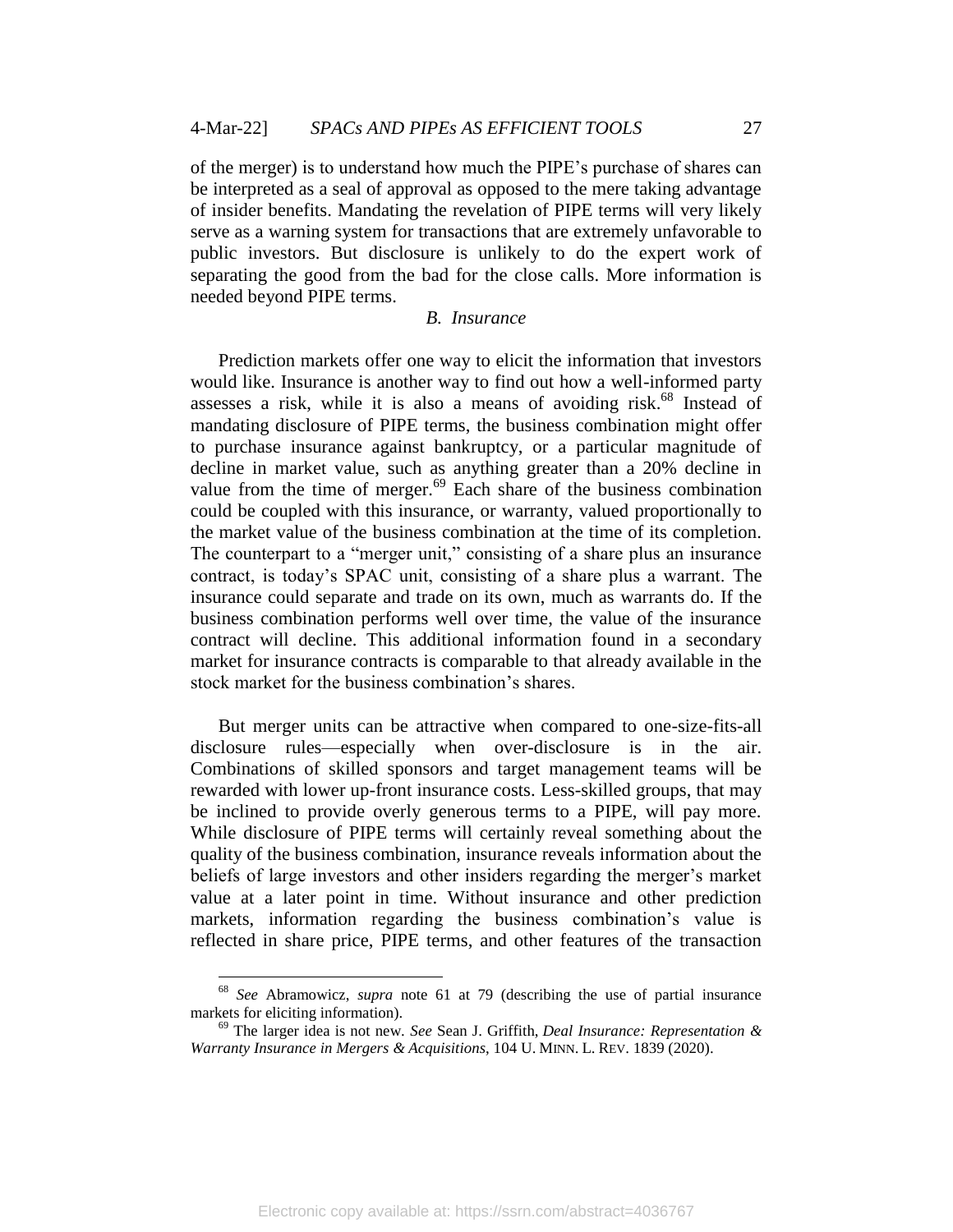of the merger) is to understand how much the PIPE's purchase of shares can be interpreted as a seal of approval as opposed to the mere taking advantage of insider benefits. Mandating the revelation of PIPE terms will very likely serve as a warning system for transactions that are extremely unfavorable to public investors. But disclosure is unlikely to do the expert work of separating the good from the bad for the close calls. More information is needed beyond PIPE terms.

### *B. Insurance*

Prediction markets offer one way to elicit the information that investors would like. Insurance is another way to find out how a well-informed party assesses a risk, while it is also a means of avoiding risk.[68] Instead of mandating disclosure of PIPE terms, the business combination might offer to purchase insurance against bankruptcy, or a particular magnitude of decline in market value, such as anything greater than a 20% decline in value from the time of merger.[69] Each share of the business combination could be coupled with this insurance, or warranty, valued proportionally to the market value of the business combination at the time of its completion. The counterpart to a "merger unit," consisting of a share plus an insurance contract, is today's SPAC unit, consisting of a share plus a warrant. The insurance could separate and trade on its own, much as warrants do. If the business combination performs well over time, the value of the insurance contract will decline. This additional information found in a secondary market for insurance contracts is comparable to that already available in the stock market for the business combination's shares.

But merger units can be attractive when compared to one-size-fits-all disclosure rules—especially when over-disclosure is in the air. Combinations of skilled sponsors and target management teams will be rewarded with lower up-front insurance costs. Less-skilled groups, that may be inclined to provide overly generous terms to a PIPE, will pay more. While disclosure of PIPE terms will certainly reveal something about the quality of the business combination, insurance reveals information about the beliefs of large investors and other insiders regarding the merger's market value at a later point in time. Without insurance and other prediction markets, information regarding the business combination's value is reflected in share price, PIPE terms, and other features of the transaction

---

[68] *See* Abramowicz, *supra* note 61 at 79 (describing the use of partial insurance markets for eliciting information).

[69] The larger idea is not new. *See* Sean J. Griffith, *Deal Insurance: Representation & Warranty Insurance in Mergers & Acquisitions*, 104 U. MINN. L. REV. 1839 (2020).

Electronic copy available at: https://ssrn.com/abstract=4036767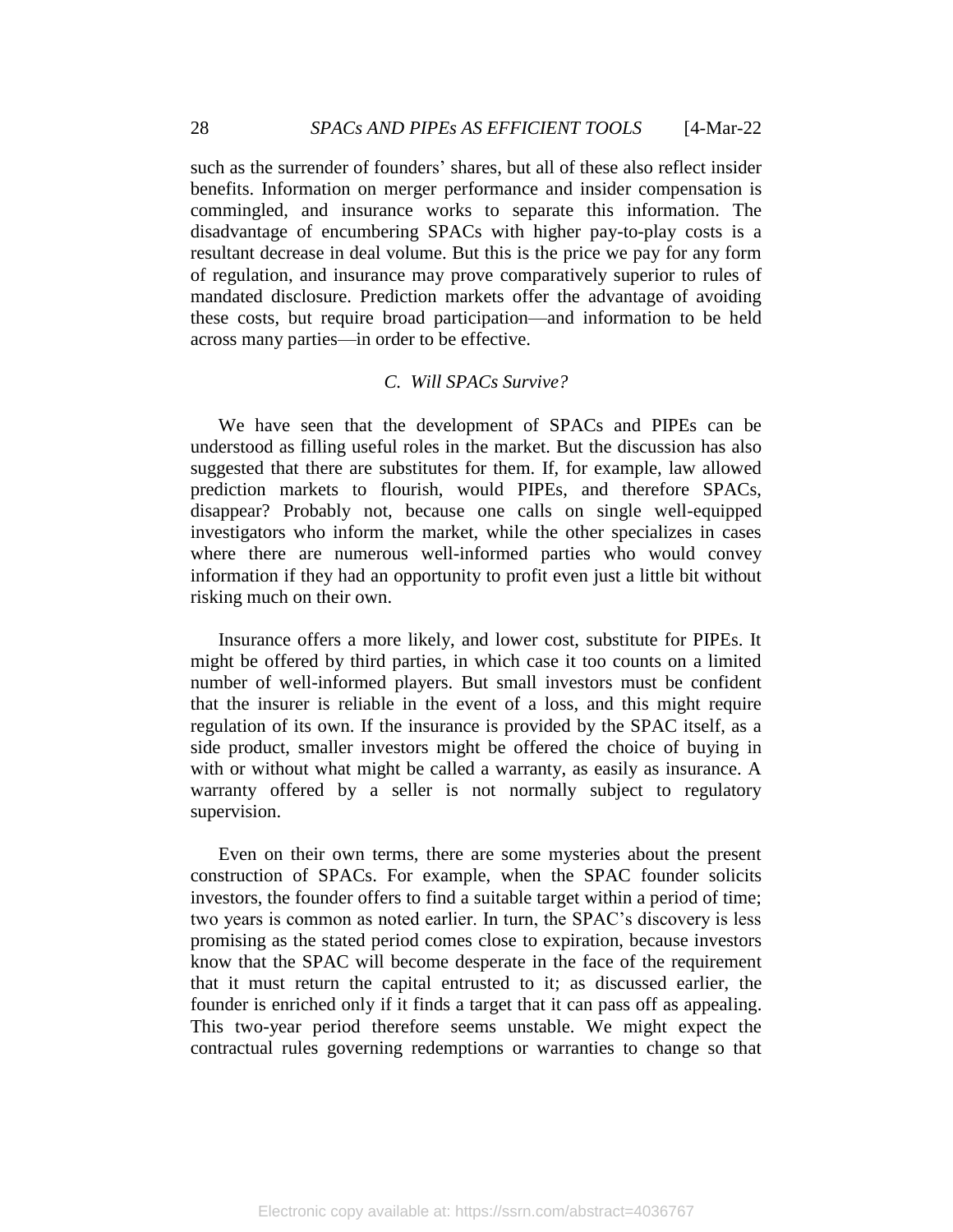such as the surrender of founders' shares, but all of these also reflect insider benefits. Information on merger performance and insider compensation is commingled, and insurance works to separate this information. The disadvantage of encumbering SPACs with higher pay-to-play costs is a resultant decrease in deal volume. But this is the price we pay for any form of regulation, and insurance may prove comparatively superior to rules of mandated disclosure. Prediction markets offer the advantage of avoiding these costs, but require broad participation—and information to be held across many parties—in order to be effective.

### *C. Will SPACs Survive?*

We have seen that the development of SPACs and PIPEs can be understood as filling useful roles in the market. But the discussion has also suggested that there are substitutes for them. If, for example, law allowed prediction markets to flourish, would PIPEs, and therefore SPACs, disappear? Probably not, because one calls on single well-equipped investigators who inform the market, while the other specializes in cases where there are numerous well-informed parties who would convey information if they had an opportunity to profit even just a little bit without risking much on their own.

Insurance offers a more likely, and lower cost, substitute for PIPEs. It might be offered by third parties, in which case it too counts on a limited number of well-informed players. But small investors must be confident that the insurer is reliable in the event of a loss, and this might require regulation of its own. If the insurance is provided by the SPAC itself, as a side product, smaller investors might be offered the choice of buying in with or without what might be called a warranty, as easily as insurance. A warranty offered by a seller is not normally subject to regulatory supervision.

Even on their own terms, there are some mysteries about the present construction of SPACs. For example, when the SPAC founder solicits investors, the founder offers to find a suitable target within a period of time; two years is common as noted earlier. In turn, the SPAC's discovery is less promising as the stated period comes close to expiration, because investors know that the SPAC will become desperate in the face of the requirement that it must return the capital entrusted to it; as discussed earlier, the founder is enriched only if it finds a target that it can pass off as appealing. This two-year period therefore seems unstable. We might expect the contractual rules governing redemptions or warranties to change so that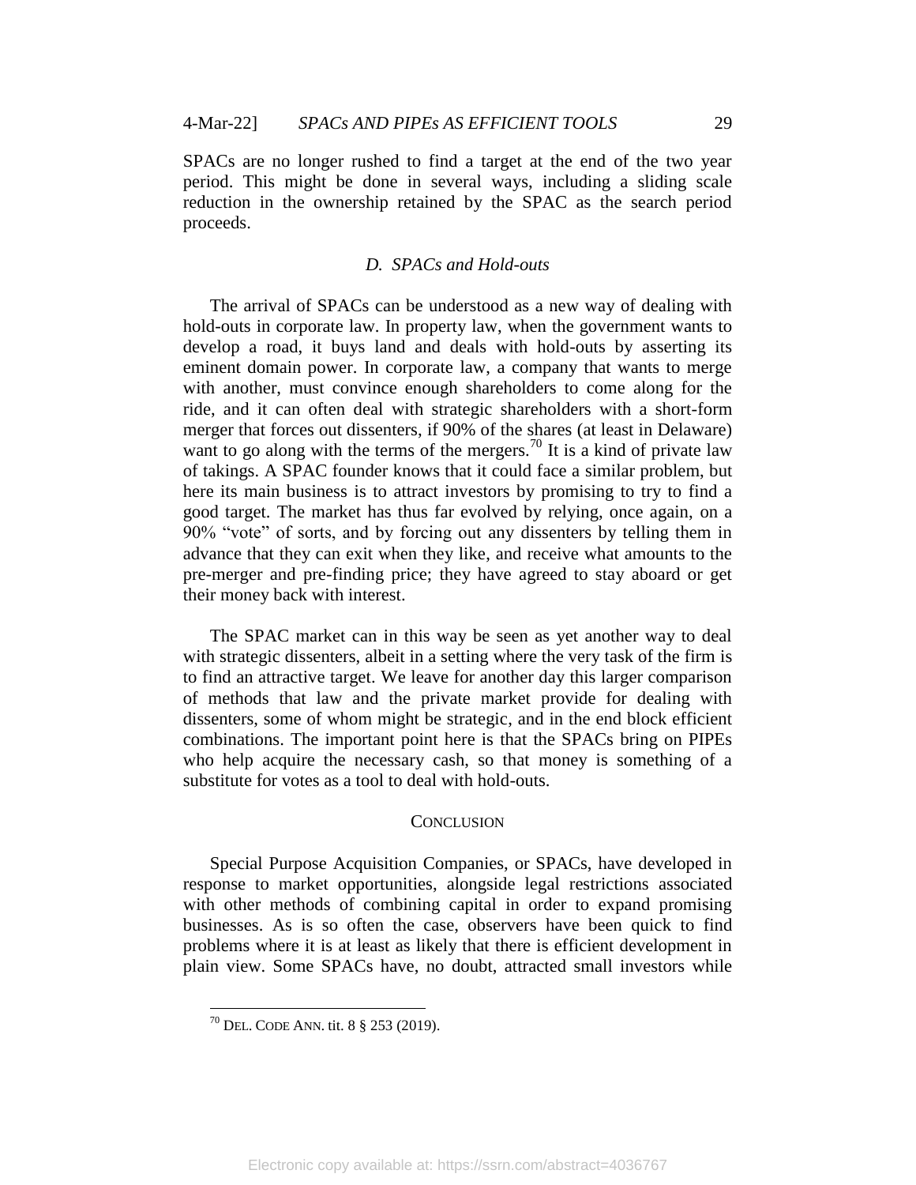SPACs are no longer rushed to find a target at the end of the two year period. This might be done in several ways, including a sliding scale reduction in the ownership retained by the SPAC as the search period proceeds.

### *D. SPACs and Hold-outs*

The arrival of SPACs can be understood as a new way of dealing with hold-outs in corporate law. In property law, when the government wants to develop a road, it buys land and deals with hold-outs by asserting its eminent domain power. In corporate law, a company that wants to merge with another, must convince enough shareholders to come along for the ride, and it can often deal with strategic shareholders with a short-form merger that forces out dissenters, if 90% of the shares (at least in Delaware) want to go along with the terms of the mergers.[70] It is a kind of private law of takings. A SPAC founder knows that it could face a similar problem, but here its main business is to attract investors by promising to try to find a good target. The market has thus far evolved by relying, once again, on a 90% "vote" of sorts, and by forcing out any dissenters by telling them in advance that they can exit when they like, and receive what amounts to the pre-merger and pre-finding price; they have agreed to stay aboard or get their money back with interest.

The SPAC market can in this way be seen as yet another way to deal with strategic dissenters, albeit in a setting where the very task of the firm is to find an attractive target. We leave for another day this larger comparison of methods that law and the private market provide for dealing with dissenters, some of whom might be strategic, and in the end block efficient combinations. The important point here is that the SPACs bring on PIPEs who help acquire the necessary cash, so that money is something of a substitute for votes as a tool to deal with hold-outs.

## CONCLUSION

Special Purpose Acquisition Companies, or SPACs, have developed in response to market opportunities, alongside legal restrictions associated with other methods of combining capital in order to expand promising businesses. As is so often the case, observers have been quick to find problems where it is at least as likely that there is efficient development in plain view. Some SPACs have, no doubt, attracted small investors while

---

[70] DEL. CODE ANN. tit. 8 § 253 (2019).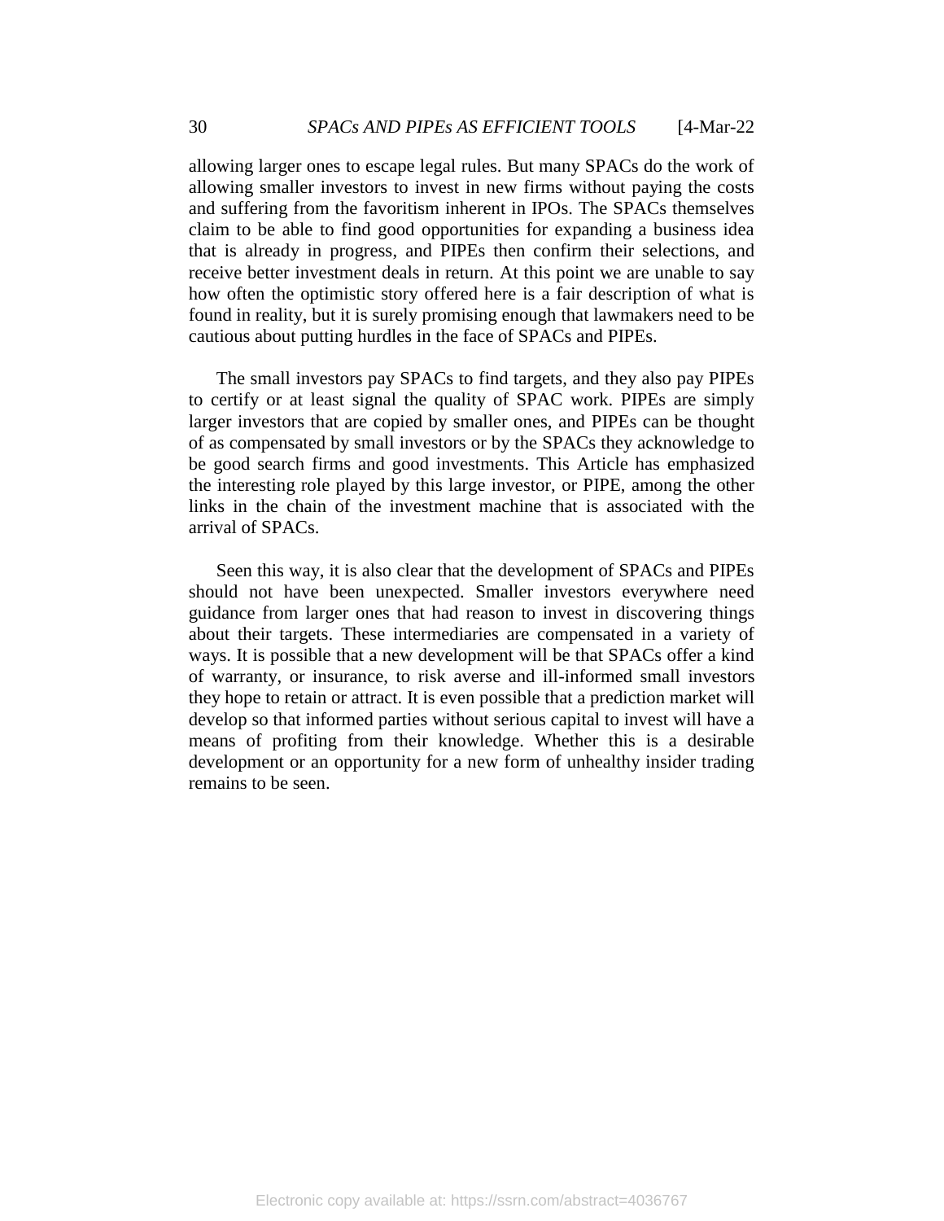allowing larger ones to escape legal rules. But many SPACs do the work of allowing smaller investors to invest in new firms without paying the costs and suffering from the favoritism inherent in IPOs. The SPACs themselves claim to be able to find good opportunities for expanding a business idea that is already in progress, and PIPEs then confirm their selections, and receive better investment deals in return. At this point we are unable to say how often the optimistic story offered here is a fair description of what is found in reality, but it is surely promising enough that lawmakers need to be cautious about putting hurdles in the face of SPACs and PIPEs.

The small investors pay SPACs to find targets, and they also pay PIPEs to certify or at least signal the quality of SPAC work. PIPEs are simply larger investors that are copied by smaller ones, and PIPEs can be thought of as compensated by small investors or by the SPACs they acknowledge to be good search firms and good investments. This Article has emphasized the interesting role played by this large investor, or PIPE, among the other links in the chain of the investment machine that is associated with the arrival of SPACs.

Seen this way, it is also clear that the development of SPACs and PIPEs should not have been unexpected. Smaller investors everywhere need guidance from larger ones that had reason to invest in discovering things about their targets. These intermediaries are compensated in a variety of ways. It is possible that a new development will be that SPACs offer a kind of warranty, or insurance, to risk averse and ill-informed small investors they hope to retain or attract. It is even possible that a prediction market will develop so that informed parties without serious capital to invest will have a means of profiting from their knowledge. Whether this is a desirable development or an opportunity for a new form of unhealthy insider trading remains to be seen.